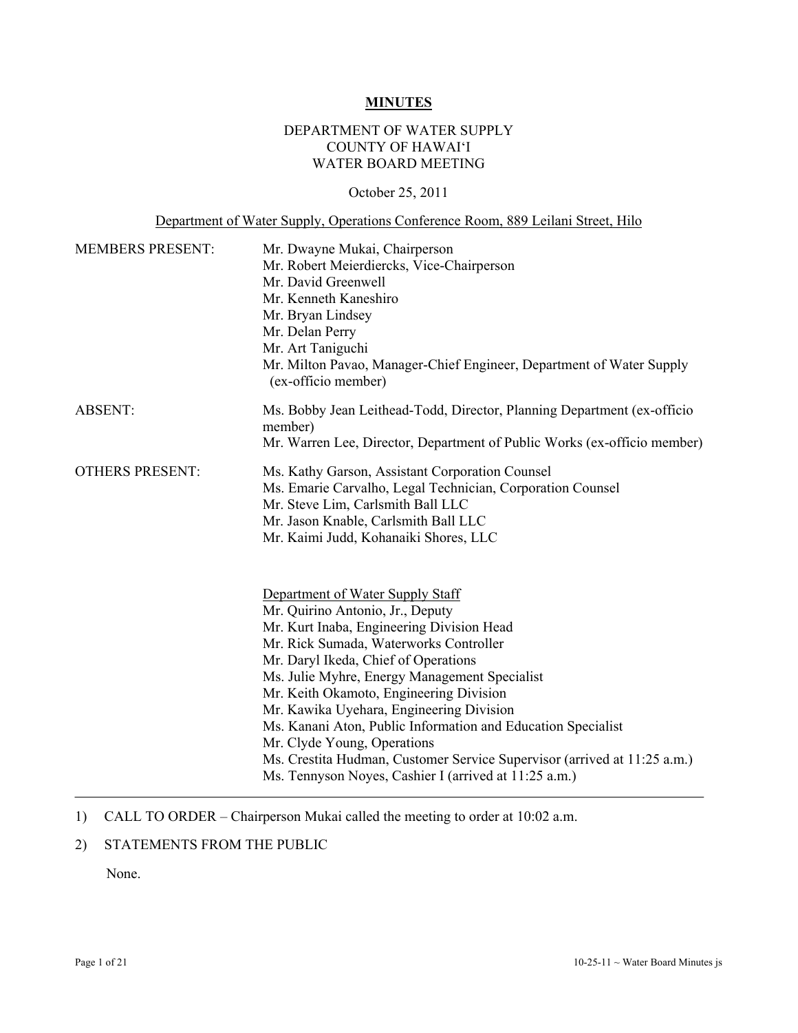# MINUTES

## DEPARTMENT OF WATER SUPPLY
## COUNTY OF HAWAI'I
## WATER BOARD MEETING

October 25, 2011

Department of Water Supply, Operations Conference Room, 889 Leilani Street, Hilo

MEMBERS PRESENT:
- Mr. Dwayne Mukai, Chairperson
- Mr. Robert Meierdiercks, Vice-Chairperson
- Mr. David Greenwell
- Mr. Kenneth Kaneshiro
- Mr. Bryan Lindsey
- Mr. Delan Perry
- Mr. Art Taniguchi
- Mr. Milton Pavao, Manager-Chief Engineer, Department of Water Supply (ex-officio member)

ABSENT:
- Ms. Bobby Jean Leithead-Todd, Director, Planning Department (ex-officio member)
- Mr. Warren Lee, Director, Department of Public Works (ex-officio member)

OTHERS PRESENT:
- Ms. Kathy Garson, Assistant Corporation Counsel
- Ms. Emarie Carvalho, Legal Technician, Corporation Counsel
- Mr. Steve Lim, Carlsmith Ball LLC
- Mr. Jason Knable, Carlsmith Ball LLC
- Mr. Kaimi Judd, Kohanaiki Shores, LLC

Department of Water Supply Staff
- Mr. Quirino Antonio, Jr., Deputy
- Mr. Kurt Inaba, Engineering Division Head
- Mr. Rick Sumada, Waterworks Controller
- Mr. Daryl Ikeda, Chief of Operations
- Ms. Julie Myhre, Energy Management Specialist
- Mr. Keith Okamoto, Engineering Division
- Mr. Kawika Uyehara, Engineering Division
- Ms. Kanani Aton, Public Information and Education Specialist
- Mr. Clyde Young, Operations
- Ms. Crestita Hudman, Customer Service Supervisor (arrived at 11:25 a.m.)
- Ms. Tennyson Noyes, Cashier I (arrived at 11:25 a.m.)

---

1) CALL TO ORDER – Chairperson Mukai called the meeting to order at 10:02 a.m.

2) STATEMENTS FROM THE PUBLIC

   None.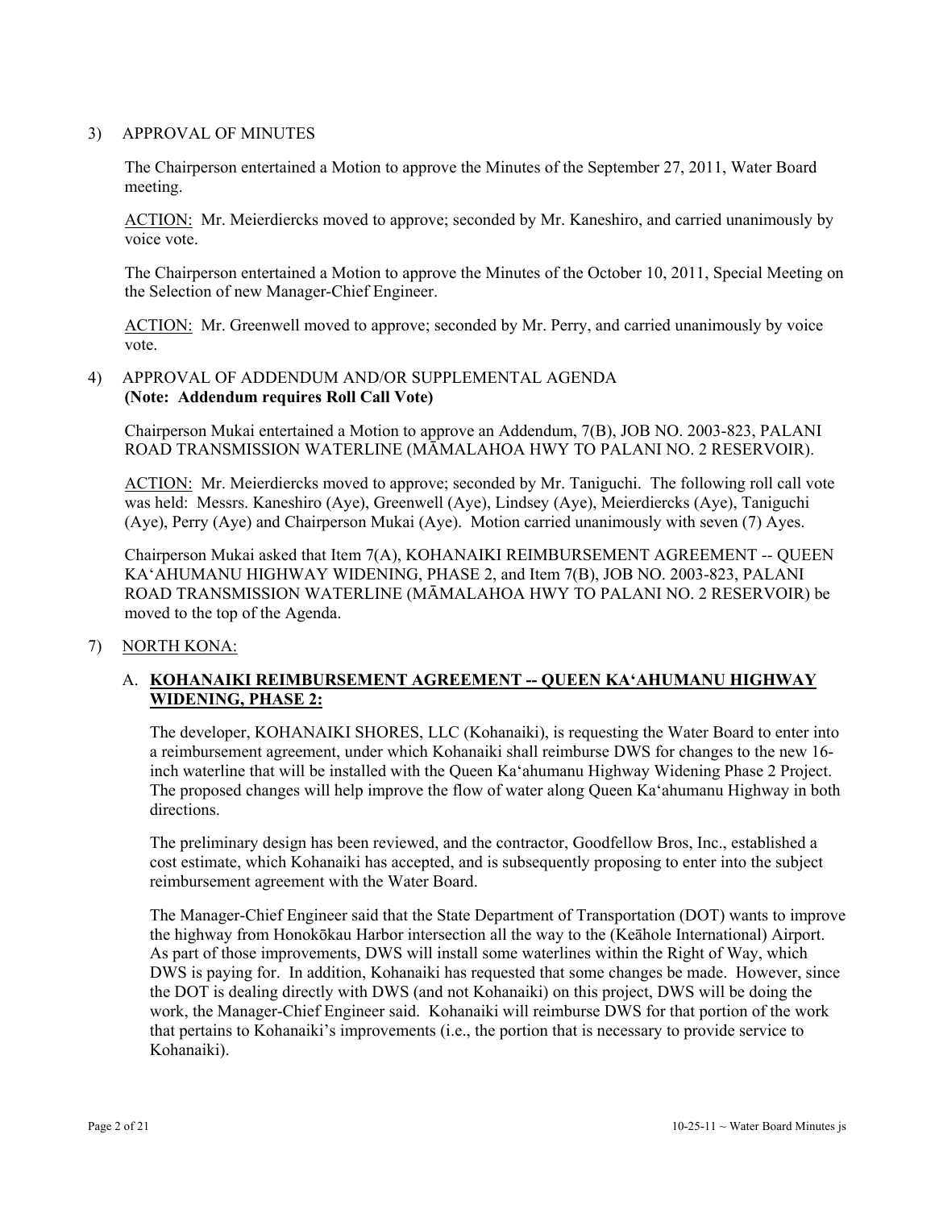3) APPROVAL OF MINUTES

The Chairperson entertained a Motion to approve the Minutes of the September 27, 2011, Water Board meeting.

ACTION: Mr. Meierdiercks moved to approve; seconded by Mr. Kaneshiro, and carried unanimously by voice vote.

The Chairperson entertained a Motion to approve the Minutes of the October 10, 2011, Special Meeting on the Selection of new Manager-Chief Engineer.

ACTION: Mr. Greenwell moved to approve; seconded by Mr. Perry, and carried unanimously by voice vote.

4) APPROVAL OF ADDENDUM AND/OR SUPPLEMENTAL AGENDA
**(Note: Addendum requires Roll Call Vote)**

Chairperson Mukai entertained a Motion to approve an Addendum, 7(B), JOB NO. 2003-823, PALANI ROAD TRANSMISSION WATERLINE (MĀMALAHOA HWY TO PALANI NO. 2 RESERVOIR).

ACTION: Mr. Meierdiercks moved to approve; seconded by Mr. Taniguchi. The following roll call vote was held: Messrs. Kaneshiro (Aye), Greenwell (Aye), Lindsey (Aye), Meierdiercks (Aye), Taniguchi (Aye), Perry (Aye) and Chairperson Mukai (Aye). Motion carried unanimously with seven (7) Ayes.

Chairperson Mukai asked that Item 7(A), KOHANAIKI REIMBURSEMENT AGREEMENT -- QUEEN KAʻAHUMANU HIGHWAY WIDENING, PHASE 2, and Item 7(B), JOB NO. 2003-823, PALANI ROAD TRANSMISSION WATERLINE (MĀMALAHOA HWY TO PALANI NO. 2 RESERVOIR) be moved to the top of the Agenda.

7) NORTH KONA:

A. **KOHANAIKI REIMBURSEMENT AGREEMENT -- QUEEN KAʻAHUMANU HIGHWAY WIDENING, PHASE 2:**

The developer, KOHANAIKI SHORES, LLC (Kohanaiki), is requesting the Water Board to enter into a reimbursement agreement, under which Kohanaiki shall reimburse DWS for changes to the new 16-inch waterline that will be installed with the Queen Kaʻahumanu Highway Widening Phase 2 Project. The proposed changes will help improve the flow of water along Queen Kaʻahumanu Highway in both directions.

The preliminary design has been reviewed, and the contractor, Goodfellow Bros, Inc., established a cost estimate, which Kohanaiki has accepted, and is subsequently proposing to enter into the subject reimbursement agreement with the Water Board.

The Manager-Chief Engineer said that the State Department of Transportation (DOT) wants to improve the highway from Honokōkau Harbor intersection all the way to the (Keāhole International) Airport. As part of those improvements, DWS will install some waterlines within the Right of Way, which DWS is paying for. In addition, Kohanaiki has requested that some changes be made. However, since the DOT is dealing directly with DWS (and not Kohanaiki) on this project, DWS will be doing the work, the Manager-Chief Engineer said. Kohanaiki will reimburse DWS for that portion of the work that pertains to Kohanaiki's improvements (i.e., the portion that is necessary to provide service to Kohanaiki).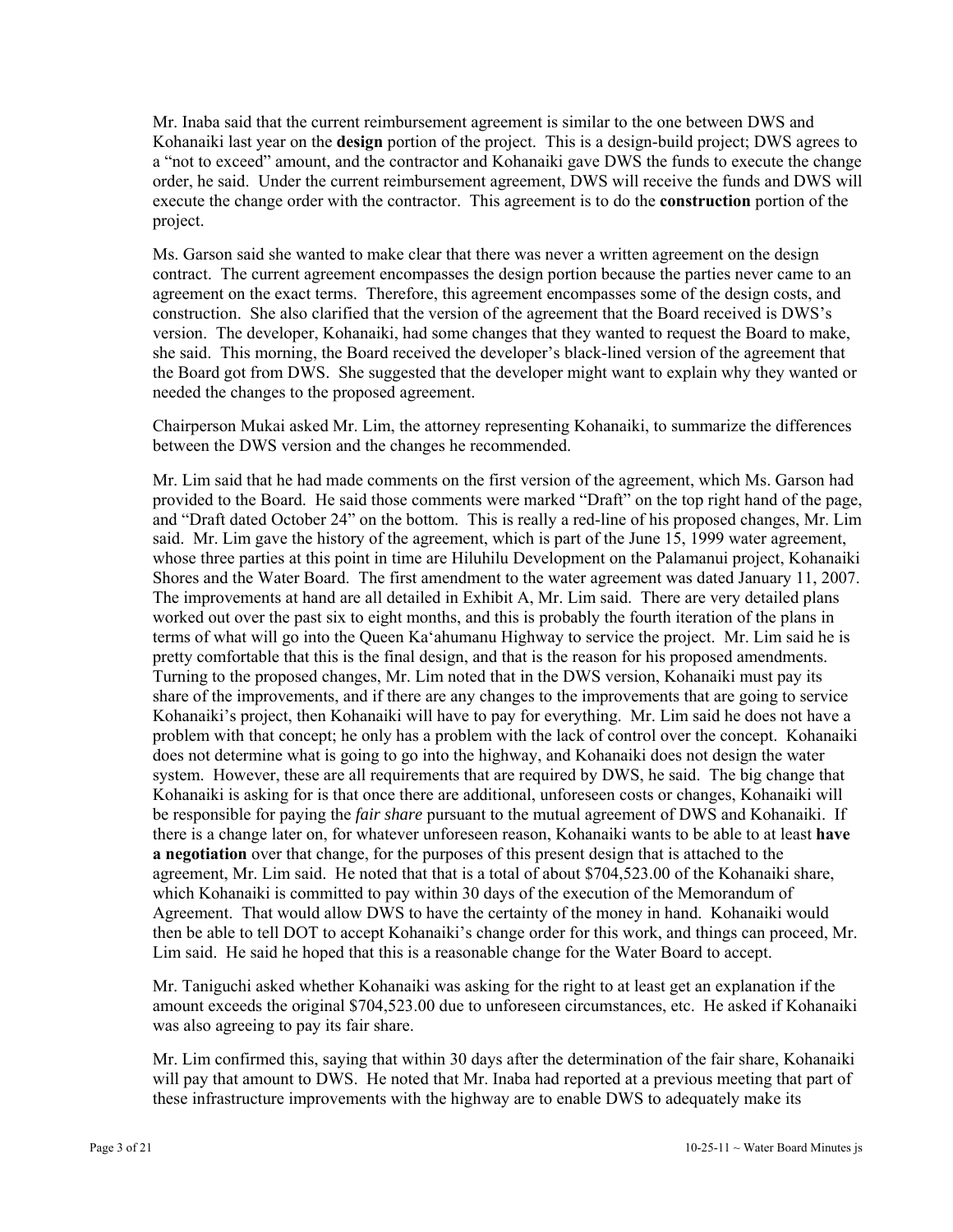Mr. Inaba said that the current reimbursement agreement is similar to the one between DWS and Kohanaiki last year on the **design** portion of the project. This is a design-build project; DWS agrees to a "not to exceed" amount, and the contractor and Kohanaiki gave DWS the funds to execute the change order, he said. Under the current reimbursement agreement, DWS will receive the funds and DWS will execute the change order with the contractor. This agreement is to do the **construction** portion of the project.

Ms. Garson said she wanted to make clear that there was never a written agreement on the design contract. The current agreement encompasses the design portion because the parties never came to an agreement on the exact terms. Therefore, this agreement encompasses some of the design costs, and construction. She also clarified that the version of the agreement that the Board received is DWS's version. The developer, Kohanaiki, had some changes that they wanted to request the Board to make, she said. This morning, the Board received the developer's black-lined version of the agreement that the Board got from DWS. She suggested that the developer might want to explain why they wanted or needed the changes to the proposed agreement.

Chairperson Mukai asked Mr. Lim, the attorney representing Kohanaiki, to summarize the differences between the DWS version and the changes he recommended.

Mr. Lim said that he had made comments on the first version of the agreement, which Ms. Garson had provided to the Board. He said those comments were marked "Draft" on the top right hand of the page, and "Draft dated October 24" on the bottom. This is really a red-line of his proposed changes, Mr. Lim said. Mr. Lim gave the history of the agreement, which is part of the June 15, 1999 water agreement, whose three parties at this point in time are Hiluhilu Development on the Palamanui project, Kohanaiki Shores and the Water Board. The first amendment to the water agreement was dated January 11, 2007. The improvements at hand are all detailed in Exhibit A, Mr. Lim said. There are very detailed plans worked out over the past six to eight months, and this is probably the fourth iteration of the plans in terms of what will go into the Queen Ka'ahumanu Highway to service the project. Mr. Lim said he is pretty comfortable that this is the final design, and that is the reason for his proposed amendments. Turning to the proposed changes, Mr. Lim noted that in the DWS version, Kohanaiki must pay its share of the improvements, and if there are any changes to the improvements that are going to service Kohanaiki's project, then Kohanaiki will have to pay for everything. Mr. Lim said he does not have a problem with that concept; he only has a problem with the lack of control over the concept. Kohanaiki does not determine what is going to go into the highway, and Kohanaiki does not design the water system. However, these are all requirements that are required by DWS, he said. The big change that Kohanaiki is asking for is that once there are additional, unforeseen costs or changes, Kohanaiki will be responsible for paying the *fair share* pursuant to the mutual agreement of DWS and Kohanaiki. If there is a change later on, for whatever unforeseen reason, Kohanaiki wants to be able to at least **have a negotiation** over that change, for the purposes of this present design that is attached to the agreement, Mr. Lim said. He noted that that is a total of about $704,523.00 of the Kohanaiki share, which Kohanaiki is committed to pay within 30 days of the execution of the Memorandum of Agreement. That would allow DWS to have the certainty of the money in hand. Kohanaiki would then be able to tell DOT to accept Kohanaiki's change order for this work, and things can proceed, Mr. Lim said. He said he hoped that this is a reasonable change for the Water Board to accept.

Mr. Taniguchi asked whether Kohanaiki was asking for the right to at least get an explanation if the amount exceeds the original $704,523.00 due to unforeseen circumstances, etc. He asked if Kohanaiki was also agreeing to pay its fair share.

Mr. Lim confirmed this, saying that within 30 days after the determination of the fair share, Kohanaiki will pay that amount to DWS. He noted that Mr. Inaba had reported at a previous meeting that part of these infrastructure improvements with the highway are to enable DWS to adequately make its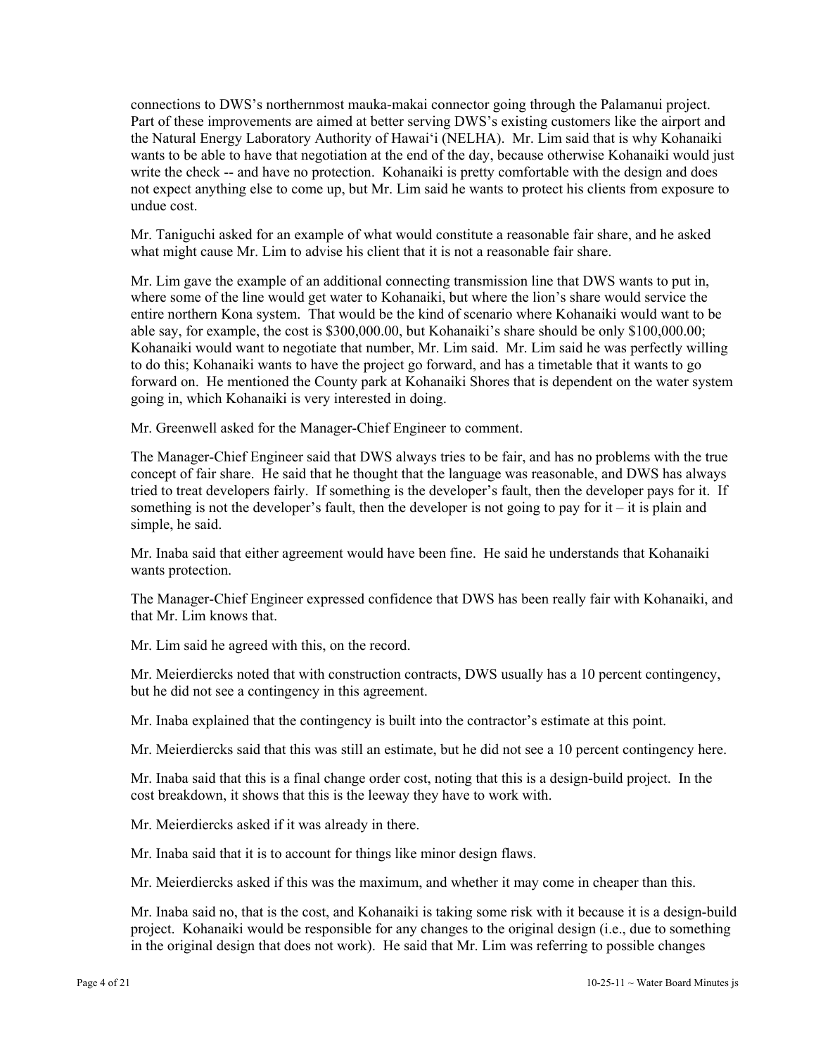connections to DWS's northernmost mauka-makai connector going through the Palamanui project. Part of these improvements are aimed at better serving DWS's existing customers like the airport and the Natural Energy Laboratory Authority of Hawai'i (NELHA). Mr. Lim said that is why Kohanaiki wants to be able to have that negotiation at the end of the day, because otherwise Kohanaiki would just write the check -- and have no protection. Kohanaiki is pretty comfortable with the design and does not expect anything else to come up, but Mr. Lim said he wants to protect his clients from exposure to undue cost.

Mr. Taniguchi asked for an example of what would constitute a reasonable fair share, and he asked what might cause Mr. Lim to advise his client that it is not a reasonable fair share.

Mr. Lim gave the example of an additional connecting transmission line that DWS wants to put in, where some of the line would get water to Kohanaiki, but where the lion's share would service the entire northern Kona system. That would be the kind of scenario where Kohanaiki would want to be able say, for example, the cost is $300,000.00, but Kohanaiki's share should be only $100,000.00; Kohanaiki would want to negotiate that number, Mr. Lim said. Mr. Lim said he was perfectly willing to do this; Kohanaiki wants to have the project go forward, and has a timetable that it wants to go forward on. He mentioned the County park at Kohanaiki Shores that is dependent on the water system going in, which Kohanaiki is very interested in doing.

Mr. Greenwell asked for the Manager-Chief Engineer to comment.

The Manager-Chief Engineer said that DWS always tries to be fair, and has no problems with the true concept of fair share. He said that he thought that the language was reasonable, and DWS has always tried to treat developers fairly. If something is the developer's fault, then the developer pays for it. If something is not the developer's fault, then the developer is not going to pay for it – it is plain and simple, he said.

Mr. Inaba said that either agreement would have been fine. He said he understands that Kohanaiki wants protection.

The Manager-Chief Engineer expressed confidence that DWS has been really fair with Kohanaiki, and that Mr. Lim knows that.

Mr. Lim said he agreed with this, on the record.

Mr. Meierdiercks noted that with construction contracts, DWS usually has a 10 percent contingency, but he did not see a contingency in this agreement.

Mr. Inaba explained that the contingency is built into the contractor's estimate at this point.

Mr. Meierdiercks said that this was still an estimate, but he did not see a 10 percent contingency here.

Mr. Inaba said that this is a final change order cost, noting that this is a design-build project. In the cost breakdown, it shows that this is the leeway they have to work with.

Mr. Meierdiercks asked if it was already in there.

Mr. Inaba said that it is to account for things like minor design flaws.

Mr. Meierdiercks asked if this was the maximum, and whether it may come in cheaper than this.

Mr. Inaba said no, that is the cost, and Kohanaiki is taking some risk with it because it is a design-build project. Kohanaiki would be responsible for any changes to the original design (i.e., due to something in the original design that does not work). He said that Mr. Lim was referring to possible changes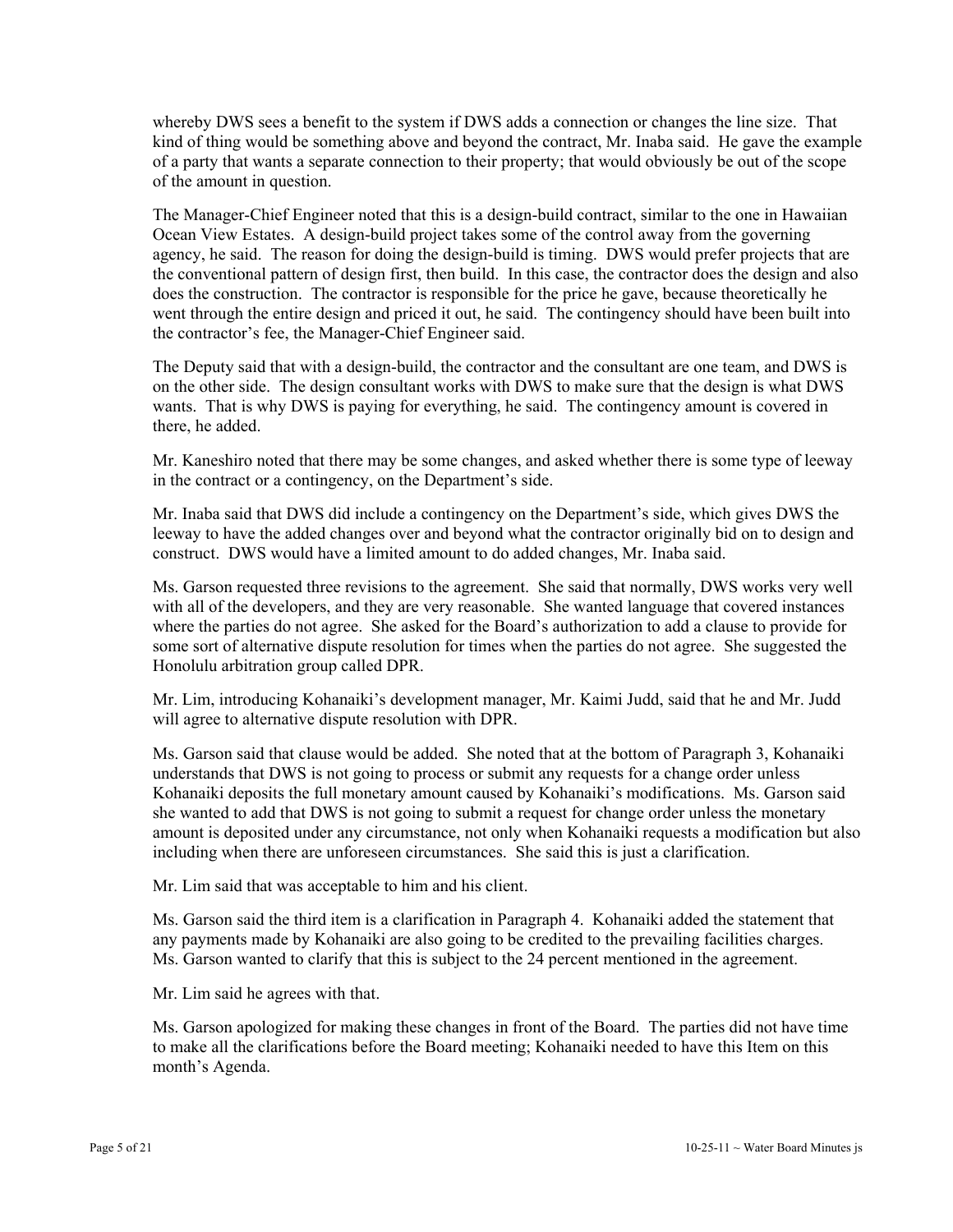whereby DWS sees a benefit to the system if DWS adds a connection or changes the line size. That kind of thing would be something above and beyond the contract, Mr. Inaba said. He gave the example of a party that wants a separate connection to their property; that would obviously be out of the scope of the amount in question.

The Manager-Chief Engineer noted that this is a design-build contract, similar to the one in Hawaiian Ocean View Estates. A design-build project takes some of the control away from the governing agency, he said. The reason for doing the design-build is timing. DWS would prefer projects that are the conventional pattern of design first, then build. In this case, the contractor does the design and also does the construction. The contractor is responsible for the price he gave, because theoretically he went through the entire design and priced it out, he said. The contingency should have been built into the contractor's fee, the Manager-Chief Engineer said.

The Deputy said that with a design-build, the contractor and the consultant are one team, and DWS is on the other side. The design consultant works with DWS to make sure that the design is what DWS wants. That is why DWS is paying for everything, he said. The contingency amount is covered in there, he added.

Mr. Kaneshiro noted that there may be some changes, and asked whether there is some type of leeway in the contract or a contingency, on the Department's side.

Mr. Inaba said that DWS did include a contingency on the Department's side, which gives DWS the leeway to have the added changes over and beyond what the contractor originally bid on to design and construct. DWS would have a limited amount to do added changes, Mr. Inaba said.

Ms. Garson requested three revisions to the agreement. She said that normally, DWS works very well with all of the developers, and they are very reasonable. She wanted language that covered instances where the parties do not agree. She asked for the Board's authorization to add a clause to provide for some sort of alternative dispute resolution for times when the parties do not agree. She suggested the Honolulu arbitration group called DPR.

Mr. Lim, introducing Kohanaiki's development manager, Mr. Kaimi Judd, said that he and Mr. Judd will agree to alternative dispute resolution with DPR.

Ms. Garson said that clause would be added. She noted that at the bottom of Paragraph 3, Kohanaiki understands that DWS is not going to process or submit any requests for a change order unless Kohanaiki deposits the full monetary amount caused by Kohanaiki's modifications. Ms. Garson said she wanted to add that DWS is not going to submit a request for change order unless the monetary amount is deposited under any circumstance, not only when Kohanaiki requests a modification but also including when there are unforeseen circumstances. She said this is just a clarification.

Mr. Lim said that was acceptable to him and his client.

Ms. Garson said the third item is a clarification in Paragraph 4. Kohanaiki added the statement that any payments made by Kohanaiki are also going to be credited to the prevailing facilities charges. Ms. Garson wanted to clarify that this is subject to the 24 percent mentioned in the agreement.

Mr. Lim said he agrees with that.

Ms. Garson apologized for making these changes in front of the Board. The parties did not have time to make all the clarifications before the Board meeting; Kohanaiki needed to have this Item on this month's Agenda.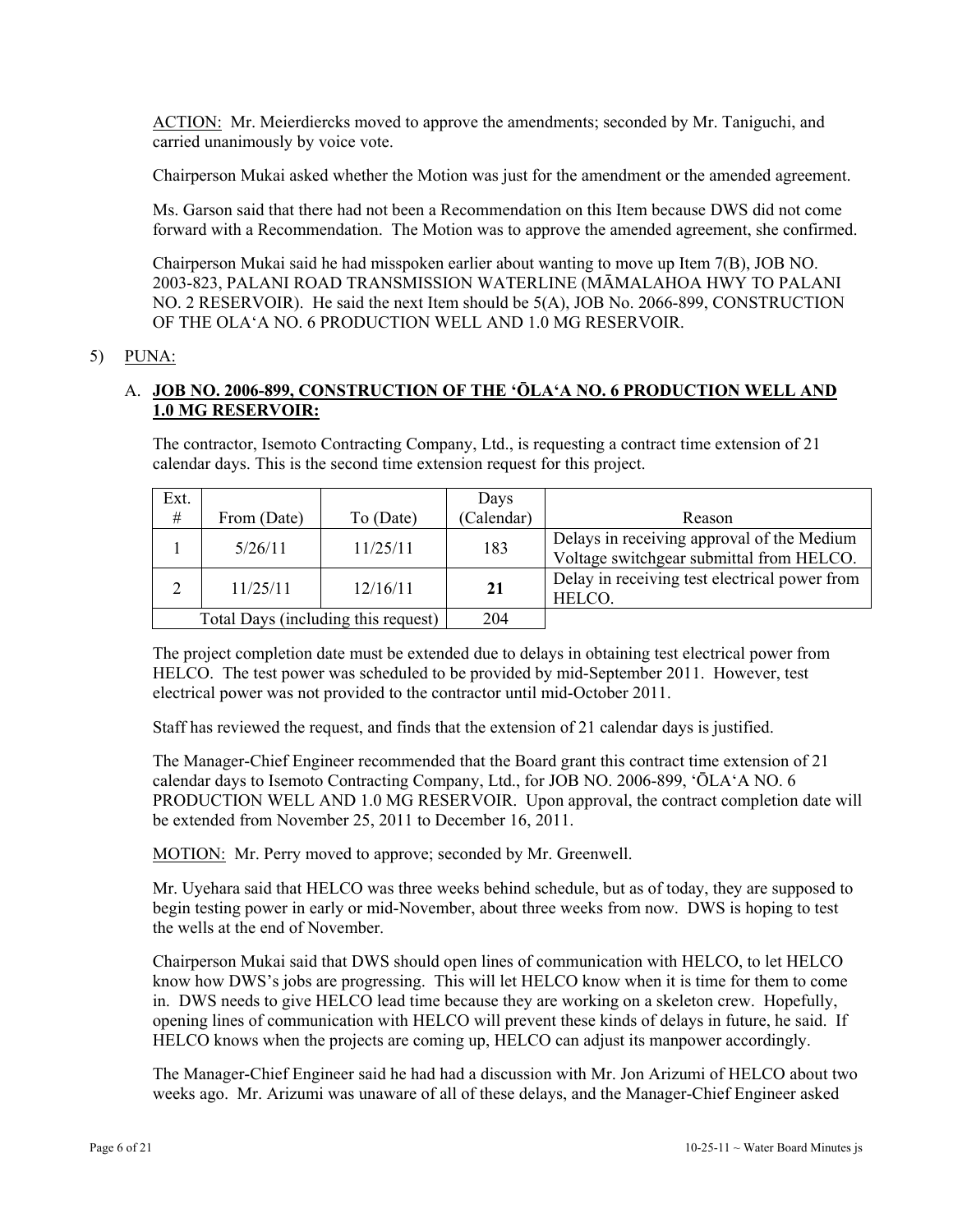ACTION: Mr. Meierdiercks moved to approve the amendments; seconded by Mr. Taniguchi, and carried unanimously by voice vote.

Chairperson Mukai asked whether the Motion was just for the amendment or the amended agreement.

Ms. Garson said that there had not been a Recommendation on this Item because DWS did not come forward with a Recommendation. The Motion was to approve the amended agreement, she confirmed.

Chairperson Mukai said he had misspoken earlier about wanting to move up Item 7(B), JOB NO. 2003-823, PALANI ROAD TRANSMISSION WATERLINE (MĀMALAHOA HWY TO PALANI NO. 2 RESERVOIR). He said the next Item should be 5(A), JOB No. 2066-899, CONSTRUCTION OF THE OLA'A NO. 6 PRODUCTION WELL AND 1.0 MG RESERVOIR.

5) PUNA:

A. **JOB NO. 2006-899, CONSTRUCTION OF THE 'ŌLA'A NO. 6 PRODUCTION WELL AND 1.0 MG RESERVOIR:**

The contractor, Isemoto Contracting Company, Ltd., is requesting a contract time extension of 21 calendar days. This is the second time extension request for this project.

| Ext. # | From (Date) | To (Date) | Days (Calendar) | Reason |
|---|---|---|---|---|
| 1 | 5/26/11 | 11/25/11 | 183 | Delays in receiving approval of the Medium Voltage switchgear submittal from HELCO. |
| 2 | 11/25/11 | 12/16/11 | **21** | Delay in receiving test electrical power from HELCO. |
| Total Days (including this request) | | | 204 | |

The project completion date must be extended due to delays in obtaining test electrical power from HELCO. The test power was scheduled to be provided by mid-September 2011. However, test electrical power was not provided to the contractor until mid-October 2011.

Staff has reviewed the request, and finds that the extension of 21 calendar days is justified.

The Manager-Chief Engineer recommended that the Board grant this contract time extension of 21 calendar days to Isemoto Contracting Company, Ltd., for JOB NO. 2006-899, 'ŌLA'A NO. 6 PRODUCTION WELL AND 1.0 MG RESERVOIR. Upon approval, the contract completion date will be extended from November 25, 2011 to December 16, 2011.

MOTION: Mr. Perry moved to approve; seconded by Mr. Greenwell.

Mr. Uyehara said that HELCO was three weeks behind schedule, but as of today, they are supposed to begin testing power in early or mid-November, about three weeks from now. DWS is hoping to test the wells at the end of November.

Chairperson Mukai said that DWS should open lines of communication with HELCO, to let HELCO know how DWS's jobs are progressing. This will let HELCO know when it is time for them to come in. DWS needs to give HELCO lead time because they are working on a skeleton crew. Hopefully, opening lines of communication with HELCO will prevent these kinds of delays in future, he said. If HELCO knows when the projects are coming up, HELCO can adjust its manpower accordingly.

The Manager-Chief Engineer said he had had a discussion with Mr. Jon Arizumi of HELCO about two weeks ago. Mr. Arizumi was unaware of all of these delays, and the Manager-Chief Engineer asked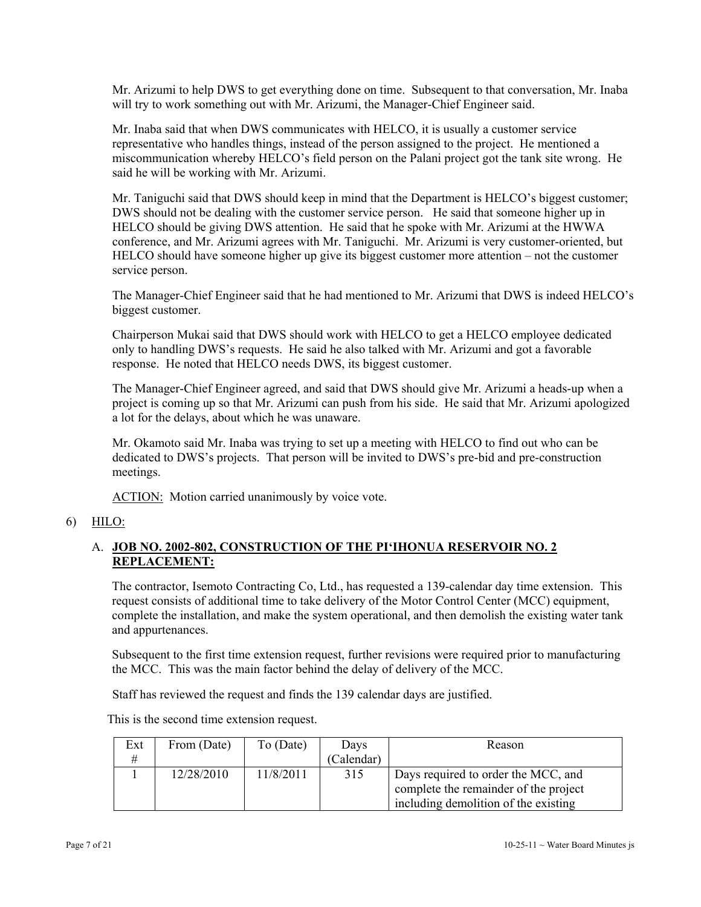Mr. Arizumi to help DWS to get everything done on time. Subsequent to that conversation, Mr. Inaba will try to work something out with Mr. Arizumi, the Manager-Chief Engineer said.

Mr. Inaba said that when DWS communicates with HELCO, it is usually a customer service representative who handles things, instead of the person assigned to the project. He mentioned a miscommunication whereby HELCO's field person on the Palani project got the tank site wrong. He said he will be working with Mr. Arizumi.

Mr. Taniguchi said that DWS should keep in mind that the Department is HELCO's biggest customer; DWS should not be dealing with the customer service person. He said that someone higher up in HELCO should be giving DWS attention. He said that he spoke with Mr. Arizumi at the HWWA conference, and Mr. Arizumi agrees with Mr. Taniguchi. Mr. Arizumi is very customer-oriented, but HELCO should have someone higher up give its biggest customer more attention – not the customer service person.

The Manager-Chief Engineer said that he had mentioned to Mr. Arizumi that DWS is indeed HELCO's biggest customer.

Chairperson Mukai said that DWS should work with HELCO to get a HELCO employee dedicated only to handling DWS's requests. He said he also talked with Mr. Arizumi and got a favorable response. He noted that HELCO needs DWS, its biggest customer.

The Manager-Chief Engineer agreed, and said that DWS should give Mr. Arizumi a heads-up when a project is coming up so that Mr. Arizumi can push from his side. He said that Mr. Arizumi apologized a lot for the delays, about which he was unaware.

Mr. Okamoto said Mr. Inaba was trying to set up a meeting with HELCO to find out who can be dedicated to DWS's projects. That person will be invited to DWS's pre-bid and pre-construction meetings.

<u>ACTION:</u> Motion carried unanimously by voice vote.

6) <u>HILO:</u>

A. **<u>JOB NO. 2002-802, CONSTRUCTION OF THE PI'IHONUA RESERVOIR NO. 2 REPLACEMENT:</u>**

The contractor, Isemoto Contracting Co, Ltd., has requested a 139-calendar day time extension. This request consists of additional time to take delivery of the Motor Control Center (MCC) equipment, complete the installation, and make the system operational, and then demolish the existing water tank and appurtenances.

Subsequent to the first time extension request, further revisions were required prior to manufacturing the MCC. This was the main factor behind the delay of delivery of the MCC.

Staff has reviewed the request and finds the 139 calendar days are justified.

This is the second time extension request.

| Ext # | From (Date) | To (Date) | Days (Calendar) | Reason |
|---|---|---|---|---|
| 1 | 12/28/2010 | 11/8/2011 | 315 | Days required to order the MCC, and complete the remainder of the project including demolition of the existing |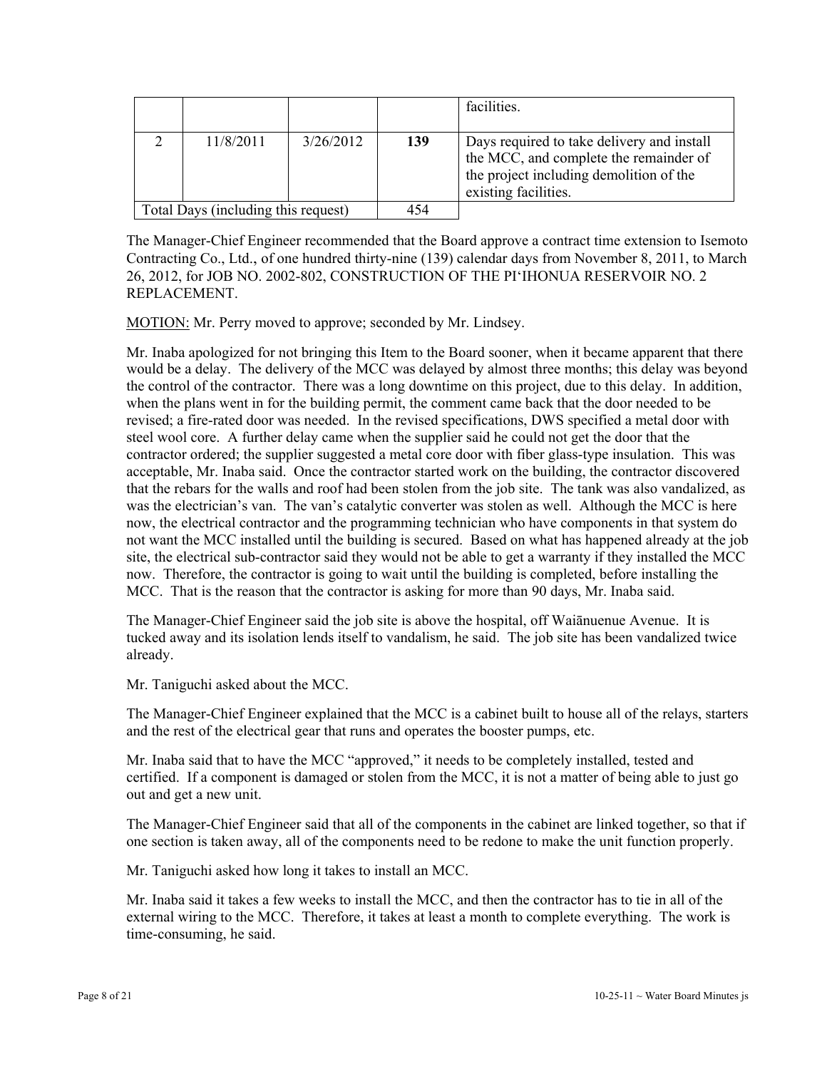| | | | | facilities. |
|---|---|---|---|---|
| 2 | 11/8/2011 | 3/26/2012 | **139** | Days required to take delivery and install the MCC, and complete the remainder of the project including demolition of the existing facilities. |
| Total Days (including this request) | | | 454 | |

The Manager-Chief Engineer recommended that the Board approve a contract time extension to Isemoto Contracting Co., Ltd., of one hundred thirty-nine (139) calendar days from November 8, 2011, to March 26, 2012, for JOB NO. 2002-802, CONSTRUCTION OF THE PIʻIHONUA RESERVOIR NO. 2 REPLACEMENT.

MOTION: Mr. Perry moved to approve; seconded by Mr. Lindsey.

Mr. Inaba apologized for not bringing this Item to the Board sooner, when it became apparent that there would be a delay. The delivery of the MCC was delayed by almost three months; this delay was beyond the control of the contractor. There was a long downtime on this project, due to this delay. In addition, when the plans went in for the building permit, the comment came back that the door needed to be revised; a fire-rated door was needed. In the revised specifications, DWS specified a metal door with steel wool core. A further delay came when the supplier said he could not get the door that the contractor ordered; the supplier suggested a metal core door with fiber glass-type insulation. This was acceptable, Mr. Inaba said. Once the contractor started work on the building, the contractor discovered that the rebars for the walls and roof had been stolen from the job site. The tank was also vandalized, as was the electrician's van. The van's catalytic converter was stolen as well. Although the MCC is here now, the electrical contractor and the programming technician who have components in that system do not want the MCC installed until the building is secured. Based on what has happened already at the job site, the electrical sub-contractor said they would not be able to get a warranty if they installed the MCC now. Therefore, the contractor is going to wait until the building is completed, before installing the MCC. That is the reason that the contractor is asking for more than 90 days, Mr. Inaba said.

The Manager-Chief Engineer said the job site is above the hospital, off Waiānuenue Avenue. It is tucked away and its isolation lends itself to vandalism, he said. The job site has been vandalized twice already.

Mr. Taniguchi asked about the MCC.

The Manager-Chief Engineer explained that the MCC is a cabinet built to house all of the relays, starters and the rest of the electrical gear that runs and operates the booster pumps, etc.

Mr. Inaba said that to have the MCC "approved," it needs to be completely installed, tested and certified. If a component is damaged or stolen from the MCC, it is not a matter of being able to just go out and get a new unit.

The Manager-Chief Engineer said that all of the components in the cabinet are linked together, so that if one section is taken away, all of the components need to be redone to make the unit function properly.

Mr. Taniguchi asked how long it takes to install an MCC.

Mr. Inaba said it takes a few weeks to install the MCC, and then the contractor has to tie in all of the external wiring to the MCC. Therefore, it takes at least a month to complete everything. The work is time-consuming, he said.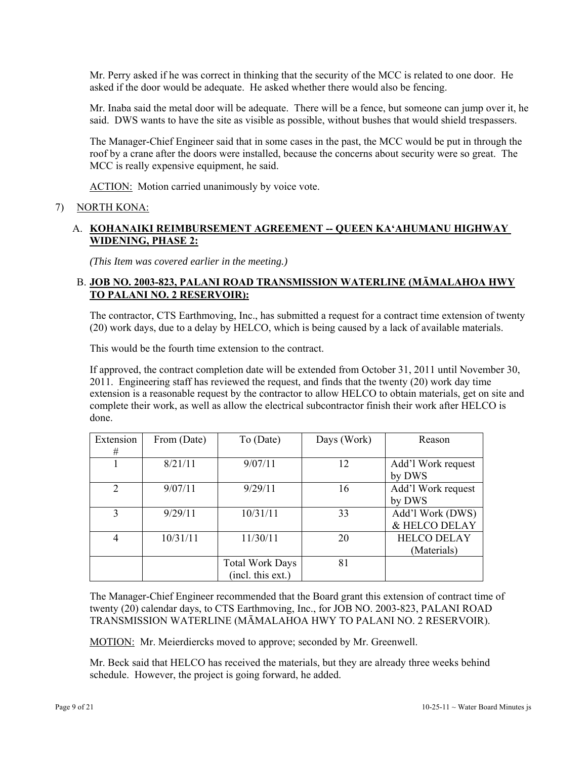Mr. Perry asked if he was correct in thinking that the security of the MCC is related to one door. He asked if the door would be adequate. He asked whether there would also be fencing.

Mr. Inaba said the metal door will be adequate. There will be a fence, but someone can jump over it, he said. DWS wants to have the site as visible as possible, without bushes that would shield trespassers.

The Manager-Chief Engineer said that in some cases in the past, the MCC would be put in through the roof by a crane after the doors were installed, because the concerns about security were so great. The MCC is really expensive equipment, he said.

ACTION: Motion carried unanimously by voice vote.

7) NORTH KONA:

A. **KOHANAIKI REIMBURSEMENT AGREEMENT -- QUEEN KA'AHUMANU HIGHWAY WIDENING, PHASE 2:**

*(This Item was covered earlier in the meeting.)*

B. **JOB NO. 2003-823, PALANI ROAD TRANSMISSION WATERLINE (MĀMALAHOA HWY TO PALANI NO. 2 RESERVOIR):**

The contractor, CTS Earthmoving, Inc., has submitted a request for a contract time extension of twenty (20) work days, due to a delay by HELCO, which is being caused by a lack of available materials.

This would be the fourth time extension to the contract.

If approved, the contract completion date will be extended from October 31, 2011 until November 30, 2011. Engineering staff has reviewed the request, and finds that the twenty (20) work day time extension is a reasonable request by the contractor to allow HELCO to obtain materials, get on site and complete their work, as well as allow the electrical subcontractor finish their work after HELCO is done.

| Extension # | From (Date) | To (Date) | Days (Work) | Reason |
|---|---|---|---|---|
| 1 | 8/21/11 | 9/07/11 | 12 | Add'l Work request by DWS |
| 2 | 9/07/11 | 9/29/11 | 16 | Add'l Work request by DWS |
| 3 | 9/29/11 | 10/31/11 | 33 | Add'l Work (DWS) & HELCO DELAY |
| 4 | 10/31/11 | 11/30/11 | 20 | HELCO DELAY (Materials) |
| | | Total Work Days (incl. this ext.) | 81 | |

The Manager-Chief Engineer recommended that the Board grant this extension of contract time of twenty (20) calendar days, to CTS Earthmoving, Inc., for JOB NO. 2003-823, PALANI ROAD TRANSMISSION WATERLINE (MĀMALAHOA HWY TO PALANI NO. 2 RESERVOIR).

MOTION: Mr. Meierdiercks moved to approve; seconded by Mr. Greenwell.

Mr. Beck said that HELCO has received the materials, but they are already three weeks behind schedule. However, the project is going forward, he added.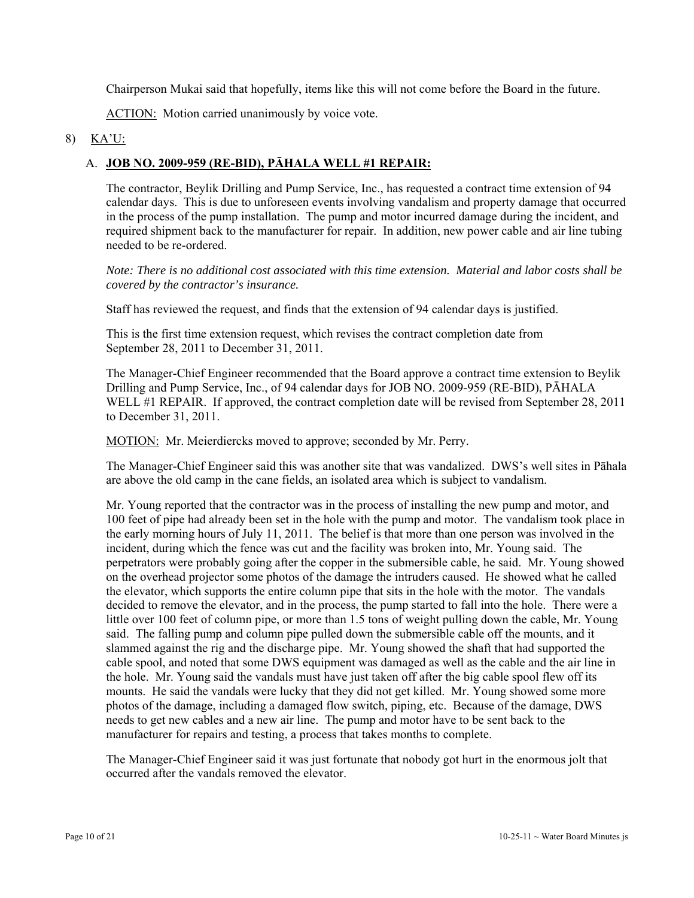Chairperson Mukai said that hopefully, items like this will not come before the Board in the future.

ACTION: Motion carried unanimously by voice vote.

8) KA'U:

A. **JOB NO. 2009-959 (RE-BID), PĀHALA WELL #1 REPAIR:**

The contractor, Beylik Drilling and Pump Service, Inc., has requested a contract time extension of 94 calendar days. This is due to unforeseen events involving vandalism and property damage that occurred in the process of the pump installation. The pump and motor incurred damage during the incident, and required shipment back to the manufacturer for repair. In addition, new power cable and air line tubing needed to be re-ordered.

*Note: There is no additional cost associated with this time extension. Material and labor costs shall be covered by the contractor's insurance.*

Staff has reviewed the request, and finds that the extension of 94 calendar days is justified.

This is the first time extension request, which revises the contract completion date from September 28, 2011 to December 31, 2011.

The Manager-Chief Engineer recommended that the Board approve a contract time extension to Beylik Drilling and Pump Service, Inc., of 94 calendar days for JOB NO. 2009-959 (RE-BID), PĀHALA WELL #1 REPAIR. If approved, the contract completion date will be revised from September 28, 2011 to December 31, 2011.

MOTION: Mr. Meierdiercks moved to approve; seconded by Mr. Perry.

The Manager-Chief Engineer said this was another site that was vandalized. DWS's well sites in Pāhala are above the old camp in the cane fields, an isolated area which is subject to vandalism.

Mr. Young reported that the contractor was in the process of installing the new pump and motor, and 100 feet of pipe had already been set in the hole with the pump and motor. The vandalism took place in the early morning hours of July 11, 2011. The belief is that more than one person was involved in the incident, during which the fence was cut and the facility was broken into, Mr. Young said. The perpetrators were probably going after the copper in the submersible cable, he said. Mr. Young showed on the overhead projector some photos of the damage the intruders caused. He showed what he called the elevator, which supports the entire column pipe that sits in the hole with the motor. The vandals decided to remove the elevator, and in the process, the pump started to fall into the hole. There were a little over 100 feet of column pipe, or more than 1.5 tons of weight pulling down the cable, Mr. Young said. The falling pump and column pipe pulled down the submersible cable off the mounts, and it slammed against the rig and the discharge pipe. Mr. Young showed the shaft that had supported the cable spool, and noted that some DWS equipment was damaged as well as the cable and the air line in the hole. Mr. Young said the vandals must have just taken off after the big cable spool flew off its mounts. He said the vandals were lucky that they did not get killed. Mr. Young showed some more photos of the damage, including a damaged flow switch, piping, etc. Because of the damage, DWS needs to get new cables and a new air line. The pump and motor have to be sent back to the manufacturer for repairs and testing, a process that takes months to complete.

The Manager-Chief Engineer said it was just fortunate that nobody got hurt in the enormous jolt that occurred after the vandals removed the elevator.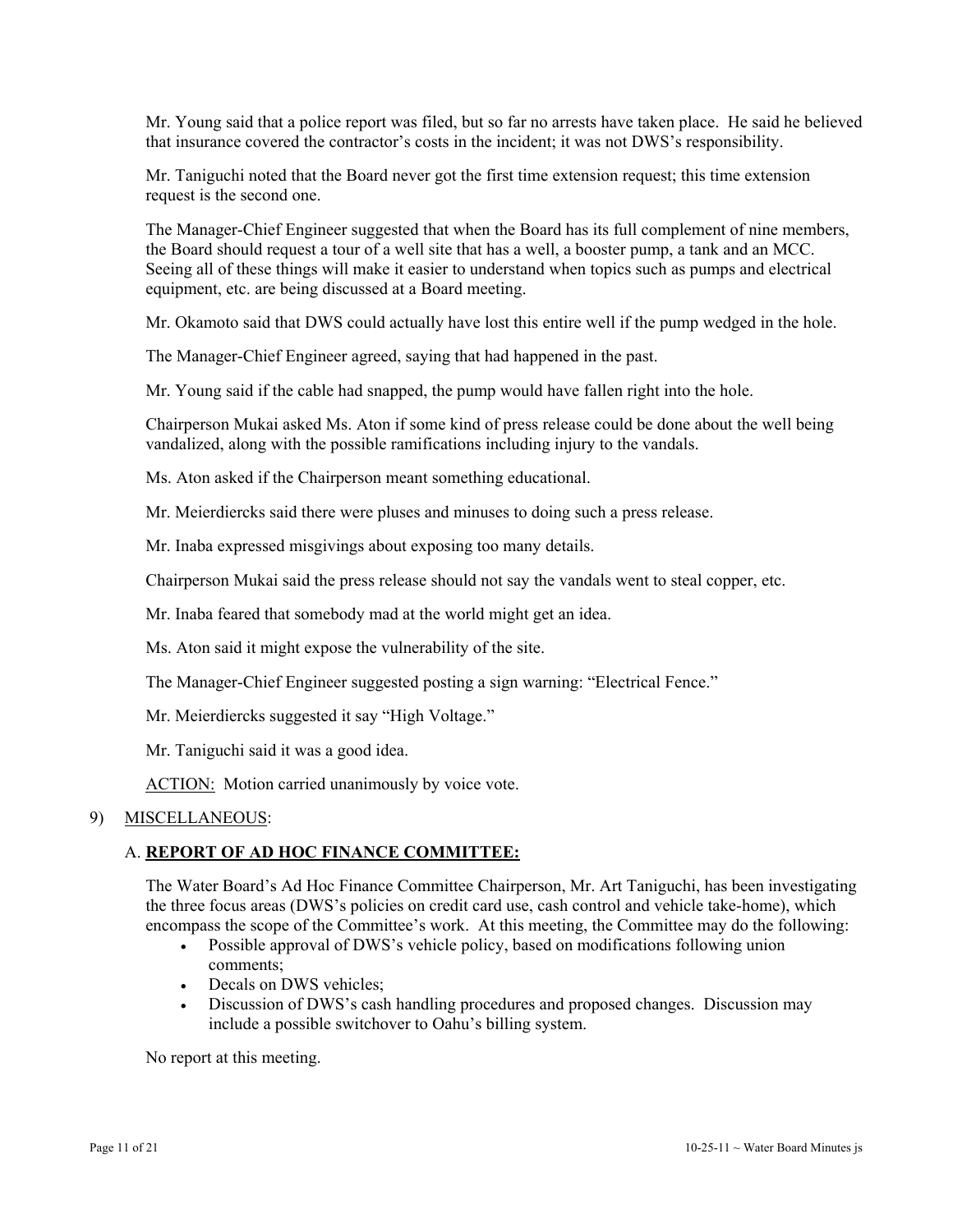Mr. Young said that a police report was filed, but so far no arrests have taken place. He said he believed that insurance covered the contractor's costs in the incident; it was not DWS's responsibility.

Mr. Taniguchi noted that the Board never got the first time extension request; this time extension request is the second one.

The Manager-Chief Engineer suggested that when the Board has its full complement of nine members, the Board should request a tour of a well site that has a well, a booster pump, a tank and an MCC. Seeing all of these things will make it easier to understand when topics such as pumps and electrical equipment, etc. are being discussed at a Board meeting.

Mr. Okamoto said that DWS could actually have lost this entire well if the pump wedged in the hole.

The Manager-Chief Engineer agreed, saying that had happened in the past.

Mr. Young said if the cable had snapped, the pump would have fallen right into the hole.

Chairperson Mukai asked Ms. Aton if some kind of press release could be done about the well being vandalized, along with the possible ramifications including injury to the vandals.

Ms. Aton asked if the Chairperson meant something educational.

Mr. Meierdiercks said there were pluses and minuses to doing such a press release.

Mr. Inaba expressed misgivings about exposing too many details.

Chairperson Mukai said the press release should not say the vandals went to steal copper, etc.

Mr. Inaba feared that somebody mad at the world might get an idea.

Ms. Aton said it might expose the vulnerability of the site.

The Manager-Chief Engineer suggested posting a sign warning: "Electrical Fence."

Mr. Meierdiercks suggested it say "High Voltage."

Mr. Taniguchi said it was a good idea.

ACTION: Motion carried unanimously by voice vote.

9) MISCELLANEOUS:

A. **REPORT OF AD HOC FINANCE COMMITTEE:**

The Water Board's Ad Hoc Finance Committee Chairperson, Mr. Art Taniguchi, has been investigating the three focus areas (DWS's policies on credit card use, cash control and vehicle take-home), which encompass the scope of the Committee's work. At this meeting, the Committee may do the following:

- Possible approval of DWS's vehicle policy, based on modifications following union comments;
- Decals on DWS vehicles;
- Discussion of DWS's cash handling procedures and proposed changes. Discussion may include a possible switchover to Oahu's billing system.

No report at this meeting.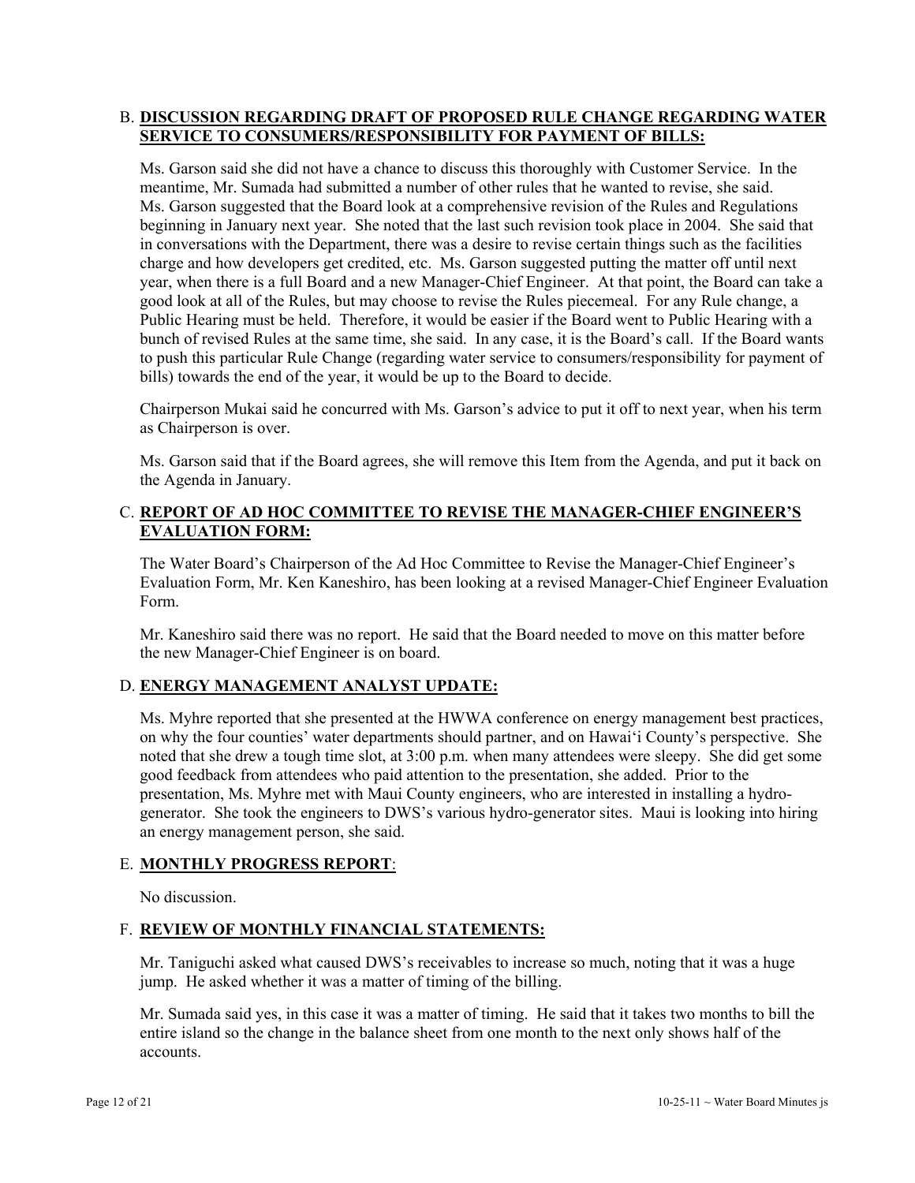B. **DISCUSSION REGARDING DRAFT OF PROPOSED RULE CHANGE REGARDING WATER SERVICE TO CONSUMERS/RESPONSIBILITY FOR PAYMENT OF BILLS:**

Ms. Garson said she did not have a chance to discuss this thoroughly with Customer Service. In the meantime, Mr. Sumada had submitted a number of other rules that he wanted to revise, she said. Ms. Garson suggested that the Board look at a comprehensive revision of the Rules and Regulations beginning in January next year. She noted that the last such revision took place in 2004. She said that in conversations with the Department, there was a desire to revise certain things such as the facilities charge and how developers get credited, etc. Ms. Garson suggested putting the matter off until next year, when there is a full Board and a new Manager-Chief Engineer. At that point, the Board can take a good look at all of the Rules, but may choose to revise the Rules piecemeal. For any Rule change, a Public Hearing must be held. Therefore, it would be easier if the Board went to Public Hearing with a bunch of revised Rules at the same time, she said. In any case, it is the Board's call. If the Board wants to push this particular Rule Change (regarding water service to consumers/responsibility for payment of bills) towards the end of the year, it would be up to the Board to decide.

Chairperson Mukai said he concurred with Ms. Garson's advice to put it off to next year, when his term as Chairperson is over.

Ms. Garson said that if the Board agrees, she will remove this Item from the Agenda, and put it back on the Agenda in January.

C. **REPORT OF AD HOC COMMITTEE TO REVISE THE MANAGER-CHIEF ENGINEER'S EVALUATION FORM:**

The Water Board's Chairperson of the Ad Hoc Committee to Revise the Manager-Chief Engineer's Evaluation Form, Mr. Ken Kaneshiro, has been looking at a revised Manager-Chief Engineer Evaluation Form.

Mr. Kaneshiro said there was no report. He said that the Board needed to move on this matter before the new Manager-Chief Engineer is on board.

D. **ENERGY MANAGEMENT ANALYST UPDATE:**

Ms. Myhre reported that she presented at the HWWA conference on energy management best practices, on why the four counties' water departments should partner, and on Hawai'i County's perspective. She noted that she drew a tough time slot, at 3:00 p.m. when many attendees were sleepy. She did get some good feedback from attendees who paid attention to the presentation, she added. Prior to the presentation, Ms. Myhre met with Maui County engineers, who are interested in installing a hydro-generator. She took the engineers to DWS's various hydro-generator sites. Maui is looking into hiring an energy management person, she said.

E. **MONTHLY PROGRESS REPORT**:

No discussion.

F. **REVIEW OF MONTHLY FINANCIAL STATEMENTS:**

Mr. Taniguchi asked what caused DWS's receivables to increase so much, noting that it was a huge jump. He asked whether it was a matter of timing of the billing.

Mr. Sumada said yes, in this case it was a matter of timing. He said that it takes two months to bill the entire island so the change in the balance sheet from one month to the next only shows half of the accounts.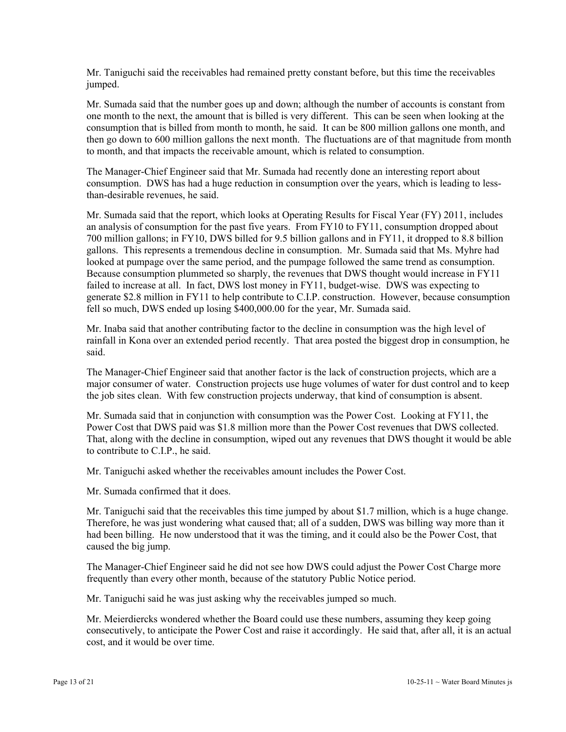Mr. Taniguchi said the receivables had remained pretty constant before, but this time the receivables jumped.

Mr. Sumada said that the number goes up and down; although the number of accounts is constant from one month to the next, the amount that is billed is very different. This can be seen when looking at the consumption that is billed from month to month, he said. It can be 800 million gallons one month, and then go down to 600 million gallons the next month. The fluctuations are of that magnitude from month to month, and that impacts the receivable amount, which is related to consumption.

The Manager-Chief Engineer said that Mr. Sumada had recently done an interesting report about consumption. DWS has had a huge reduction in consumption over the years, which is leading to less-than-desirable revenues, he said.

Mr. Sumada said that the report, which looks at Operating Results for Fiscal Year (FY) 2011, includes an analysis of consumption for the past five years. From FY10 to FY11, consumption dropped about 700 million gallons; in FY10, DWS billed for 9.5 billion gallons and in FY11, it dropped to 8.8 billion gallons. This represents a tremendous decline in consumption. Mr. Sumada said that Ms. Myhre had looked at pumpage over the same period, and the pumpage followed the same trend as consumption. Because consumption plummeted so sharply, the revenues that DWS thought would increase in FY11 failed to increase at all. In fact, DWS lost money in FY11, budget-wise. DWS was expecting to generate $2.8 million in FY11 to help contribute to C.I.P. construction. However, because consumption fell so much, DWS ended up losing $400,000.00 for the year, Mr. Sumada said.

Mr. Inaba said that another contributing factor to the decline in consumption was the high level of rainfall in Kona over an extended period recently. That area posted the biggest drop in consumption, he said.

The Manager-Chief Engineer said that another factor is the lack of construction projects, which are a major consumer of water. Construction projects use huge volumes of water for dust control and to keep the job sites clean. With few construction projects underway, that kind of consumption is absent.

Mr. Sumada said that in conjunction with consumption was the Power Cost. Looking at FY11, the Power Cost that DWS paid was $1.8 million more than the Power Cost revenues that DWS collected. That, along with the decline in consumption, wiped out any revenues that DWS thought it would be able to contribute to C.I.P., he said.

Mr. Taniguchi asked whether the receivables amount includes the Power Cost.

Mr. Sumada confirmed that it does.

Mr. Taniguchi said that the receivables this time jumped by about $1.7 million, which is a huge change. Therefore, he was just wondering what caused that; all of a sudden, DWS was billing way more than it had been billing. He now understood that it was the timing, and it could also be the Power Cost, that caused the big jump.

The Manager-Chief Engineer said he did not see how DWS could adjust the Power Cost Charge more frequently than every other month, because of the statutory Public Notice period.

Mr. Taniguchi said he was just asking why the receivables jumped so much.

Mr. Meierdiercks wondered whether the Board could use these numbers, assuming they keep going consecutively, to anticipate the Power Cost and raise it accordingly. He said that, after all, it is an actual cost, and it would be over time.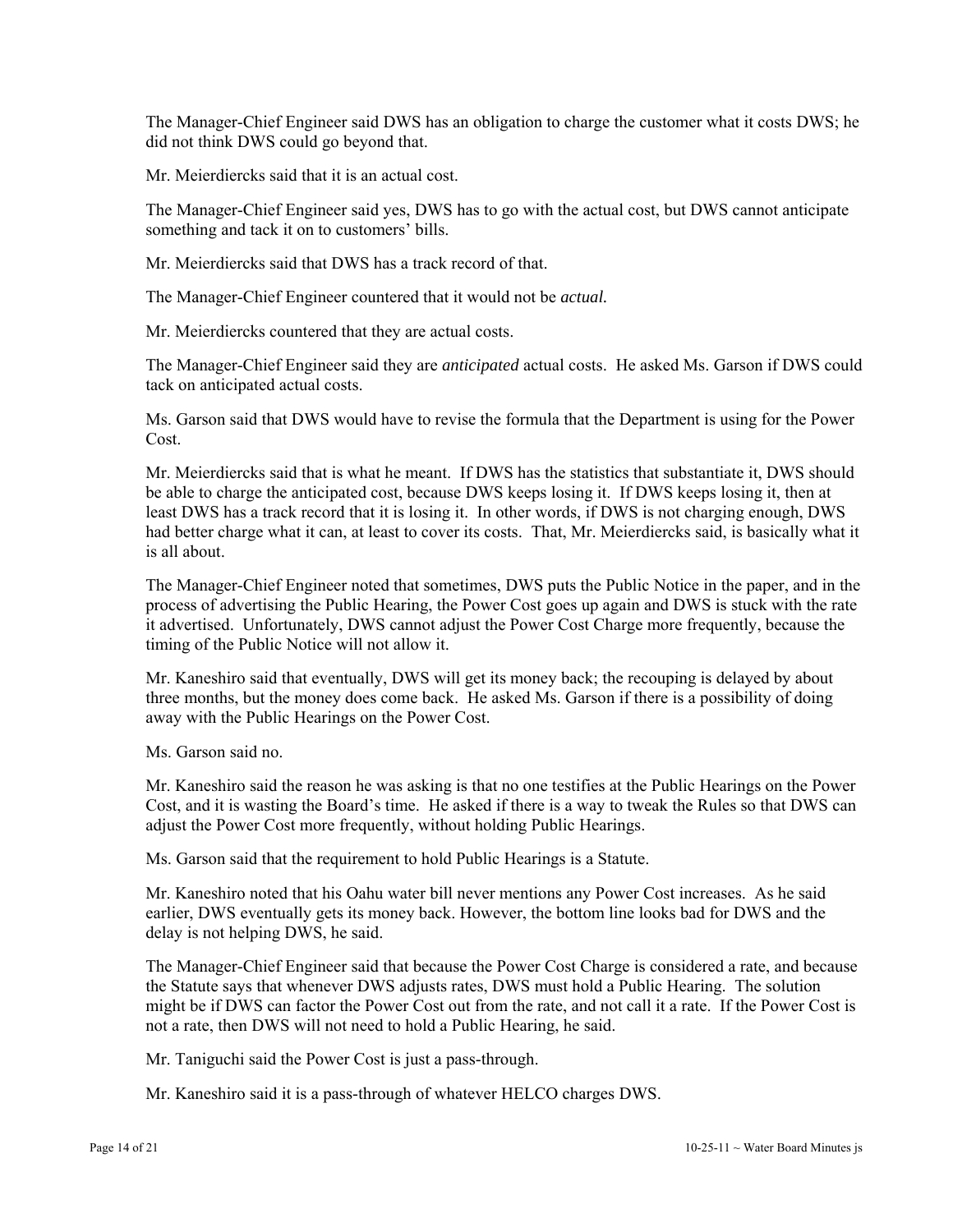The Manager-Chief Engineer said DWS has an obligation to charge the customer what it costs DWS; he did not think DWS could go beyond that.

Mr. Meierdiercks said that it is an actual cost.

The Manager-Chief Engineer said yes, DWS has to go with the actual cost, but DWS cannot anticipate something and tack it on to customers' bills.

Mr. Meierdiercks said that DWS has a track record of that.

The Manager-Chief Engineer countered that it would not be *actual.*

Mr. Meierdiercks countered that they are actual costs.

The Manager-Chief Engineer said they are *anticipated* actual costs. He asked Ms. Garson if DWS could tack on anticipated actual costs.

Ms. Garson said that DWS would have to revise the formula that the Department is using for the Power Cost.

Mr. Meierdiercks said that is what he meant. If DWS has the statistics that substantiate it, DWS should be able to charge the anticipated cost, because DWS keeps losing it. If DWS keeps losing it, then at least DWS has a track record that it is losing it. In other words, if DWS is not charging enough, DWS had better charge what it can, at least to cover its costs. That, Mr. Meierdiercks said, is basically what it is all about.

The Manager-Chief Engineer noted that sometimes, DWS puts the Public Notice in the paper, and in the process of advertising the Public Hearing, the Power Cost goes up again and DWS is stuck with the rate it advertised. Unfortunately, DWS cannot adjust the Power Cost Charge more frequently, because the timing of the Public Notice will not allow it.

Mr. Kaneshiro said that eventually, DWS will get its money back; the recouping is delayed by about three months, but the money does come back. He asked Ms. Garson if there is a possibility of doing away with the Public Hearings on the Power Cost.

Ms. Garson said no.

Mr. Kaneshiro said the reason he was asking is that no one testifies at the Public Hearings on the Power Cost, and it is wasting the Board's time. He asked if there is a way to tweak the Rules so that DWS can adjust the Power Cost more frequently, without holding Public Hearings.

Ms. Garson said that the requirement to hold Public Hearings is a Statute.

Mr. Kaneshiro noted that his Oahu water bill never mentions any Power Cost increases. As he said earlier, DWS eventually gets its money back. However, the bottom line looks bad for DWS and the delay is not helping DWS, he said.

The Manager-Chief Engineer said that because the Power Cost Charge is considered a rate, and because the Statute says that whenever DWS adjusts rates, DWS must hold a Public Hearing. The solution might be if DWS can factor the Power Cost out from the rate, and not call it a rate. If the Power Cost is not a rate, then DWS will not need to hold a Public Hearing, he said.

Mr. Taniguchi said the Power Cost is just a pass-through.

Mr. Kaneshiro said it is a pass-through of whatever HELCO charges DWS.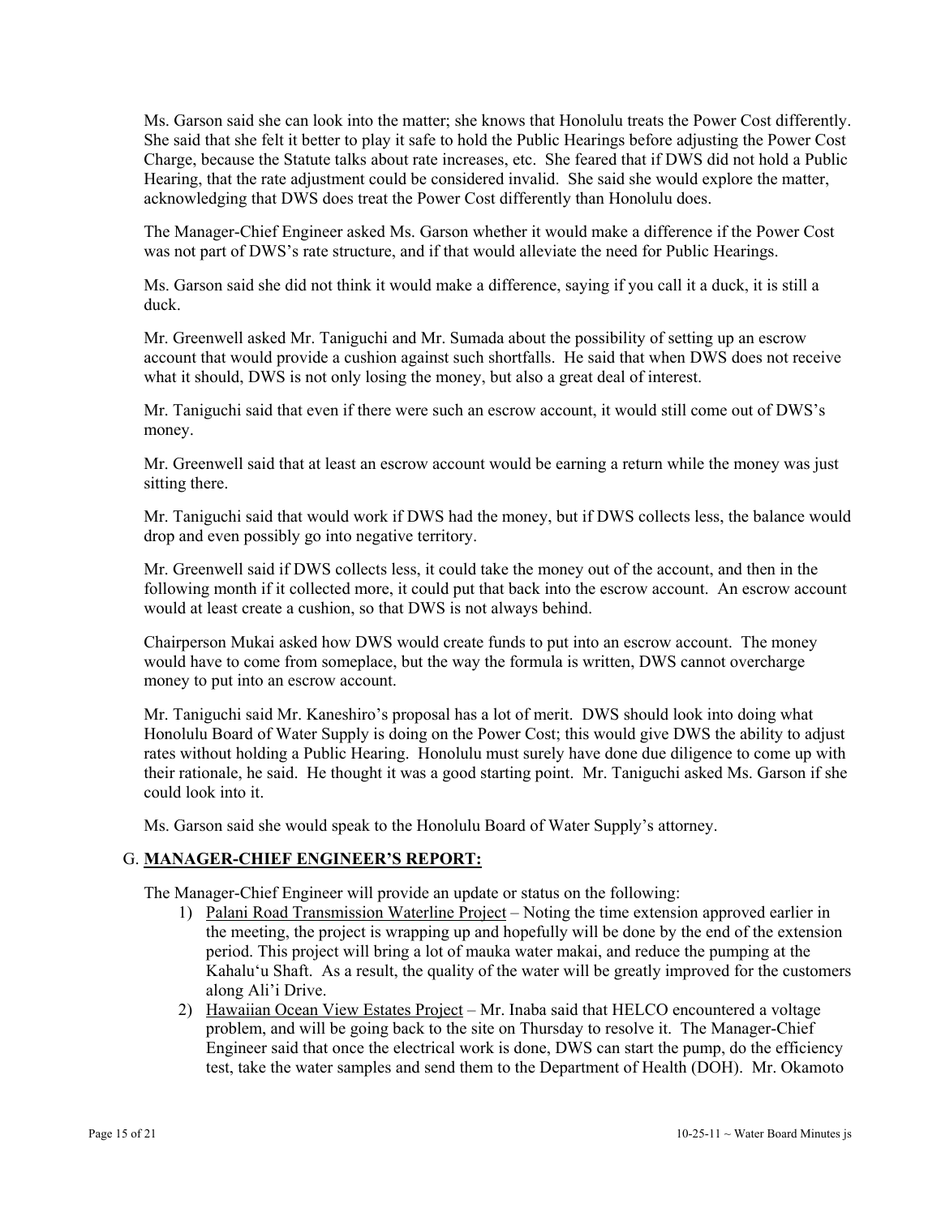Ms. Garson said she can look into the matter; she knows that Honolulu treats the Power Cost differently. She said that she felt it better to play it safe to hold the Public Hearings before adjusting the Power Cost Charge, because the Statute talks about rate increases, etc. She feared that if DWS did not hold a Public Hearing, that the rate adjustment could be considered invalid. She said she would explore the matter, acknowledging that DWS does treat the Power Cost differently than Honolulu does.

The Manager-Chief Engineer asked Ms. Garson whether it would make a difference if the Power Cost was not part of DWS's rate structure, and if that would alleviate the need for Public Hearings.

Ms. Garson said she did not think it would make a difference, saying if you call it a duck, it is still a duck.

Mr. Greenwell asked Mr. Taniguchi and Mr. Sumada about the possibility of setting up an escrow account that would provide a cushion against such shortfalls. He said that when DWS does not receive what it should, DWS is not only losing the money, but also a great deal of interest.

Mr. Taniguchi said that even if there were such an escrow account, it would still come out of DWS's money.

Mr. Greenwell said that at least an escrow account would be earning a return while the money was just sitting there.

Mr. Taniguchi said that would work if DWS had the money, but if DWS collects less, the balance would drop and even possibly go into negative territory.

Mr. Greenwell said if DWS collects less, it could take the money out of the account, and then in the following month if it collected more, it could put that back into the escrow account. An escrow account would at least create a cushion, so that DWS is not always behind.

Chairperson Mukai asked how DWS would create funds to put into an escrow account. The money would have to come from someplace, but the way the formula is written, DWS cannot overcharge money to put into an escrow account.

Mr. Taniguchi said Mr. Kaneshiro's proposal has a lot of merit. DWS should look into doing what Honolulu Board of Water Supply is doing on the Power Cost; this would give DWS the ability to adjust rates without holding a Public Hearing. Honolulu must surely have done due diligence to come up with their rationale, he said. He thought it was a good starting point. Mr. Taniguchi asked Ms. Garson if she could look into it.

Ms. Garson said she would speak to the Honolulu Board of Water Supply's attorney.

## G. **MANAGER-CHIEF ENGINEER'S REPORT:**

The Manager-Chief Engineer will provide an update or status on the following:

1) Palani Road Transmission Waterline Project – Noting the time extension approved earlier in the meeting, the project is wrapping up and hopefully will be done by the end of the extension period. This project will bring a lot of mauka water makai, and reduce the pumping at the Kahalu'u Shaft. As a result, the quality of the water will be greatly improved for the customers along Ali'i Drive.
2) Hawaiian Ocean View Estates Project – Mr. Inaba said that HELCO encountered a voltage problem, and will be going back to the site on Thursday to resolve it. The Manager-Chief Engineer said that once the electrical work is done, DWS can start the pump, do the efficiency test, take the water samples and send them to the Department of Health (DOH). Mr. Okamoto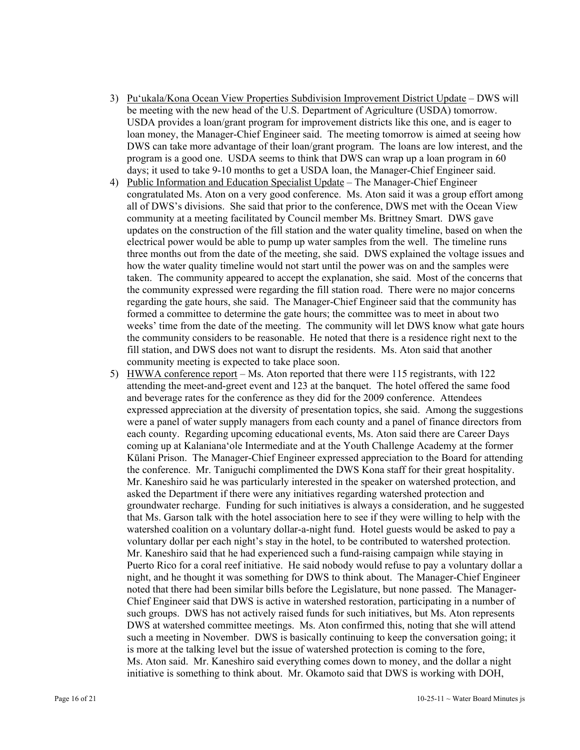3) Pu'ukala/Kona Ocean View Properties Subdivision Improvement District Update – DWS will be meeting with the new head of the U.S. Department of Agriculture (USDA) tomorrow. USDA provides a loan/grant program for improvement districts like this one, and is eager to loan money, the Manager-Chief Engineer said. The meeting tomorrow is aimed at seeing how DWS can take more advantage of their loan/grant program. The loans are low interest, and the program is a good one. USDA seems to think that DWS can wrap up a loan program in 60 days; it used to take 9-10 months to get a USDA loan, the Manager-Chief Engineer said.

4) Public Information and Education Specialist Update – The Manager-Chief Engineer congratulated Ms. Aton on a very good conference. Ms. Aton said it was a group effort among all of DWS's divisions. She said that prior to the conference, DWS met with the Ocean View community at a meeting facilitated by Council member Ms. Brittney Smart. DWS gave updates on the construction of the fill station and the water quality timeline, based on when the electrical power would be able to pump up water samples from the well. The timeline runs three months out from the date of the meeting, she said. DWS explained the voltage issues and how the water quality timeline would not start until the power was on and the samples were taken. The community appeared to accept the explanation, she said. Most of the concerns that the community expressed were regarding the fill station road. There were no major concerns regarding the gate hours, she said. The Manager-Chief Engineer said that the community has formed a committee to determine the gate hours; the committee was to meet in about two weeks' time from the date of the meeting. The community will let DWS know what gate hours the community considers to be reasonable. He noted that there is a residence right next to the fill station, and DWS does not want to disrupt the residents. Ms. Aton said that another community meeting is expected to take place soon.

5) HWWA conference report – Ms. Aton reported that there were 115 registrants, with 122 attending the meet-and-greet event and 123 at the banquet. The hotel offered the same food and beverage rates for the conference as they did for the 2009 conference. Attendees expressed appreciation at the diversity of presentation topics, she said. Among the suggestions were a panel of water supply managers from each county and a panel of finance directors from each county. Regarding upcoming educational events, Ms. Aton said there are Career Days coming up at Kalaniana'ole Intermediate and at the Youth Challenge Academy at the former Kūlani Prison. The Manager-Chief Engineer expressed appreciation to the Board for attending the conference. Mr. Taniguchi complimented the DWS Kona staff for their great hospitality. Mr. Kaneshiro said he was particularly interested in the speaker on watershed protection, and asked the Department if there were any initiatives regarding watershed protection and groundwater recharge. Funding for such initiatives is always a consideration, and he suggested that Ms. Garson talk with the hotel association here to see if they were willing to help with the watershed coalition on a voluntary dollar-a-night fund. Hotel guests would be asked to pay a voluntary dollar per each night's stay in the hotel, to be contributed to watershed protection. Mr. Kaneshiro said that he had experienced such a fund-raising campaign while staying in Puerto Rico for a coral reef initiative. He said nobody would refuse to pay a voluntary dollar a night, and he thought it was something for DWS to think about. The Manager-Chief Engineer noted that there had been similar bills before the Legislature, but none passed. The Manager-Chief Engineer said that DWS is active in watershed restoration, participating in a number of such groups. DWS has not actively raised funds for such initiatives, but Ms. Aton represents DWS at watershed committee meetings. Ms. Aton confirmed this, noting that she will attend such a meeting in November. DWS is basically continuing to keep the conversation going; it is more at the talking level but the issue of watershed protection is coming to the fore, Ms. Aton said. Mr. Kaneshiro said everything comes down to money, and the dollar a night initiative is something to think about. Mr. Okamoto said that DWS is working with DOH,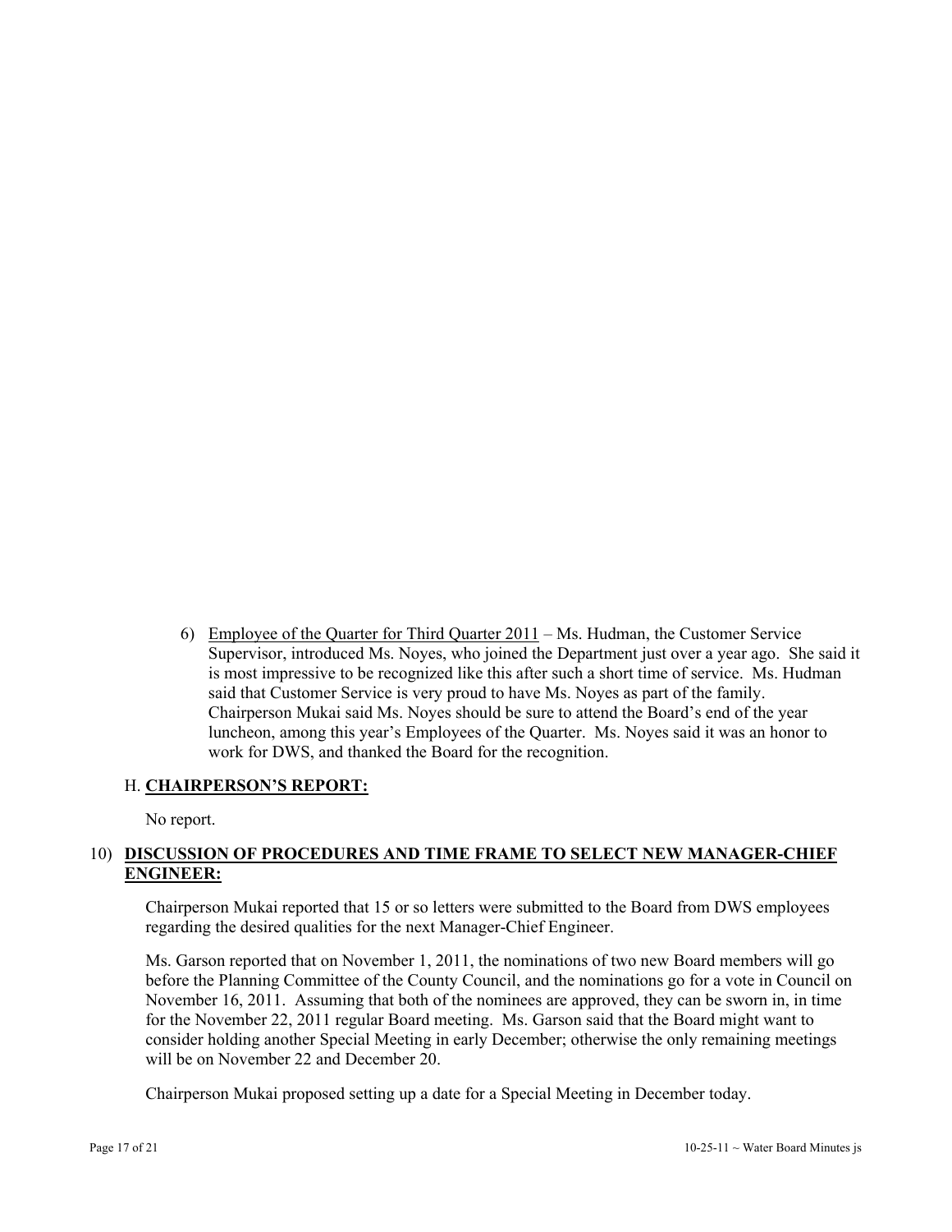6) Employee of the Quarter for Third Quarter 2011 – Ms. Hudman, the Customer Service Supervisor, introduced Ms. Noyes, who joined the Department just over a year ago. She said it is most impressive to be recognized like this after such a short time of service. Ms. Hudman said that Customer Service is very proud to have Ms. Noyes as part of the family. Chairperson Mukai said Ms. Noyes should be sure to attend the Board's end of the year luncheon, among this year's Employees of the Quarter. Ms. Noyes said it was an honor to work for DWS, and thanked the Board for the recognition.

H. **CHAIRPERSON'S REPORT:**

No report.

10) **DISCUSSION OF PROCEDURES AND TIME FRAME TO SELECT NEW MANAGER-CHIEF ENGINEER:**

Chairperson Mukai reported that 15 or so letters were submitted to the Board from DWS employees regarding the desired qualities for the next Manager-Chief Engineer.

Ms. Garson reported that on November 1, 2011, the nominations of two new Board members will go before the Planning Committee of the County Council, and the nominations go for a vote in Council on November 16, 2011. Assuming that both of the nominees are approved, they can be sworn in, in time for the November 22, 2011 regular Board meeting. Ms. Garson said that the Board might want to consider holding another Special Meeting in early December; otherwise the only remaining meetings will be on November 22 and December 20.

Chairperson Mukai proposed setting up a date for a Special Meeting in December today.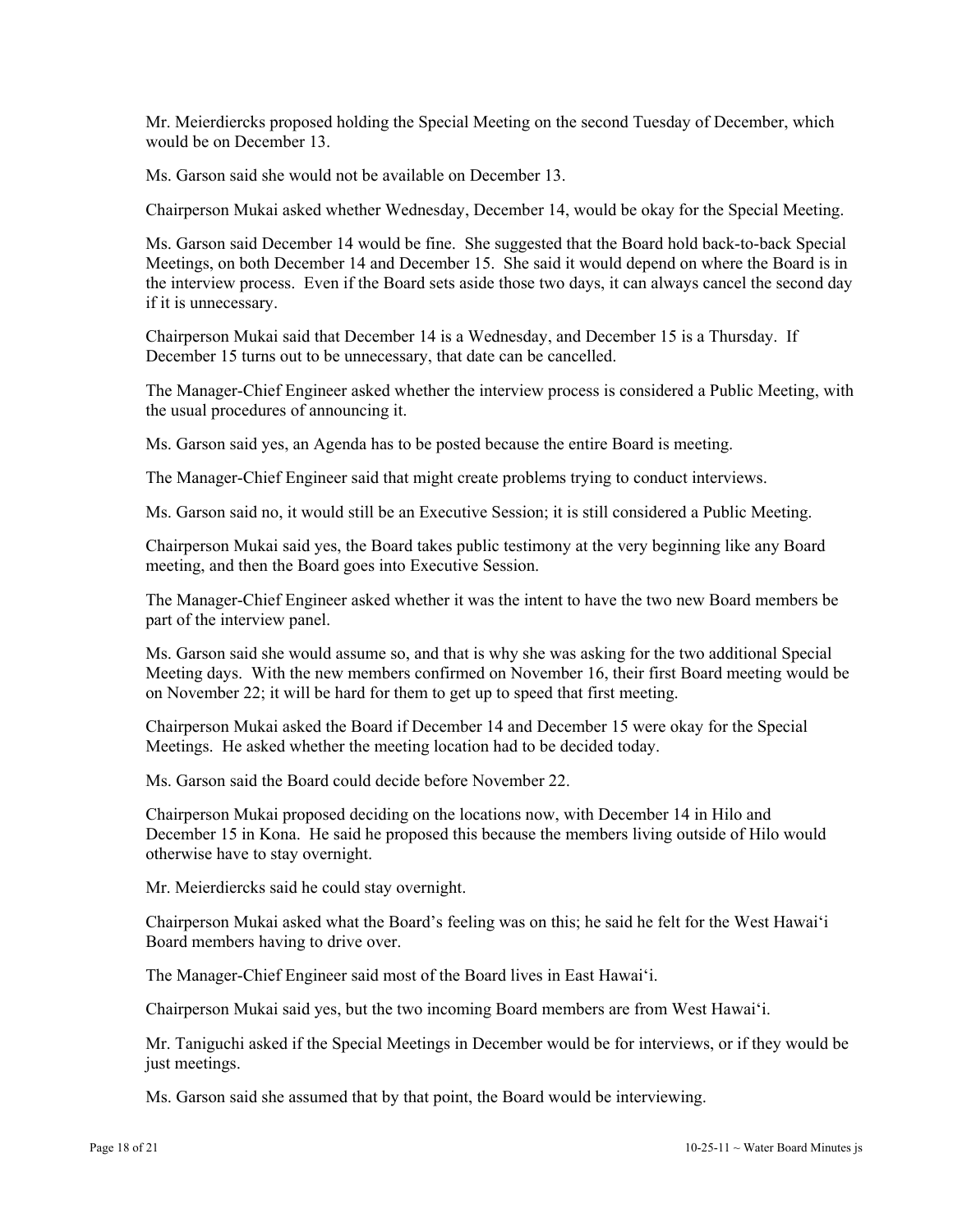Mr. Meierdiercks proposed holding the Special Meeting on the second Tuesday of December, which would be on December 13.

Ms. Garson said she would not be available on December 13.

Chairperson Mukai asked whether Wednesday, December 14, would be okay for the Special Meeting.

Ms. Garson said December 14 would be fine. She suggested that the Board hold back-to-back Special Meetings, on both December 14 and December 15. She said it would depend on where the Board is in the interview process. Even if the Board sets aside those two days, it can always cancel the second day if it is unnecessary.

Chairperson Mukai said that December 14 is a Wednesday, and December 15 is a Thursday. If December 15 turns out to be unnecessary, that date can be cancelled.

The Manager-Chief Engineer asked whether the interview process is considered a Public Meeting, with the usual procedures of announcing it.

Ms. Garson said yes, an Agenda has to be posted because the entire Board is meeting.

The Manager-Chief Engineer said that might create problems trying to conduct interviews.

Ms. Garson said no, it would still be an Executive Session; it is still considered a Public Meeting.

Chairperson Mukai said yes, the Board takes public testimony at the very beginning like any Board meeting, and then the Board goes into Executive Session.

The Manager-Chief Engineer asked whether it was the intent to have the two new Board members be part of the interview panel.

Ms. Garson said she would assume so, and that is why she was asking for the two additional Special Meeting days. With the new members confirmed on November 16, their first Board meeting would be on November 22; it will be hard for them to get up to speed that first meeting.

Chairperson Mukai asked the Board if December 14 and December 15 were okay for the Special Meetings. He asked whether the meeting location had to be decided today.

Ms. Garson said the Board could decide before November 22.

Chairperson Mukai proposed deciding on the locations now, with December 14 in Hilo and December 15 in Kona. He said he proposed this because the members living outside of Hilo would otherwise have to stay overnight.

Mr. Meierdiercks said he could stay overnight.

Chairperson Mukai asked what the Board's feeling was on this; he said he felt for the West Hawai'i Board members having to drive over.

The Manager-Chief Engineer said most of the Board lives in East Hawai'i.

Chairperson Mukai said yes, but the two incoming Board members are from West Hawai'i.

Mr. Taniguchi asked if the Special Meetings in December would be for interviews, or if they would be just meetings.

Ms. Garson said she assumed that by that point, the Board would be interviewing.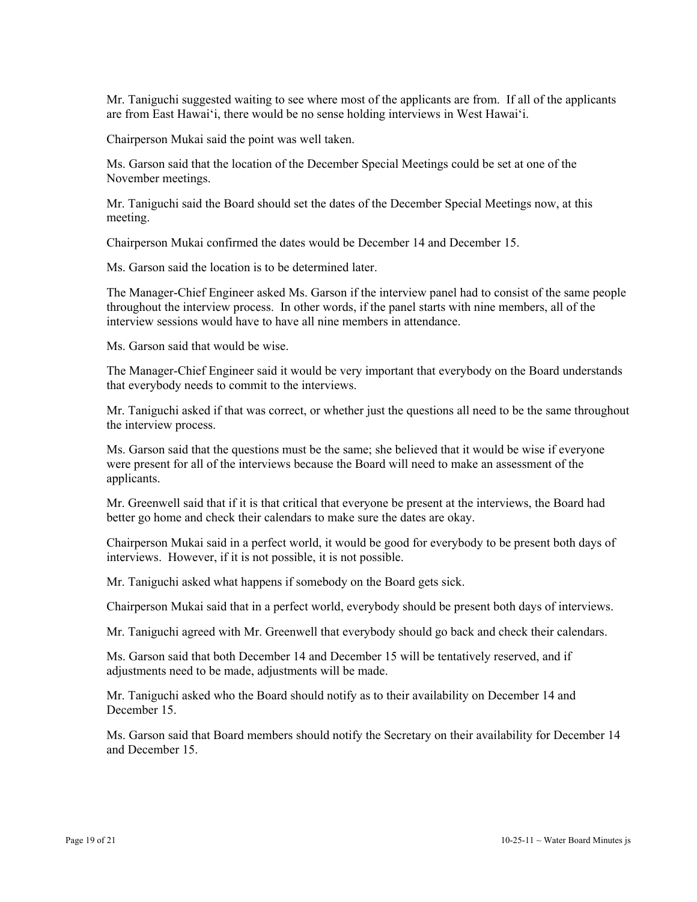Mr. Taniguchi suggested waiting to see where most of the applicants are from. If all of the applicants are from East Hawai‘i, there would be no sense holding interviews in West Hawai‘i.

Chairperson Mukai said the point was well taken.

Ms. Garson said that the location of the December Special Meetings could be set at one of the November meetings.

Mr. Taniguchi said the Board should set the dates of the December Special Meetings now, at this meeting.

Chairperson Mukai confirmed the dates would be December 14 and December 15.

Ms. Garson said the location is to be determined later.

The Manager-Chief Engineer asked Ms. Garson if the interview panel had to consist of the same people throughout the interview process. In other words, if the panel starts with nine members, all of the interview sessions would have to have all nine members in attendance.

Ms. Garson said that would be wise.

The Manager-Chief Engineer said it would be very important that everybody on the Board understands that everybody needs to commit to the interviews.

Mr. Taniguchi asked if that was correct, or whether just the questions all need to be the same throughout the interview process.

Ms. Garson said that the questions must be the same; she believed that it would be wise if everyone were present for all of the interviews because the Board will need to make an assessment of the applicants.

Mr. Greenwell said that if it is that critical that everyone be present at the interviews, the Board had better go home and check their calendars to make sure the dates are okay.

Chairperson Mukai said in a perfect world, it would be good for everybody to be present both days of interviews. However, if it is not possible, it is not possible.

Mr. Taniguchi asked what happens if somebody on the Board gets sick.

Chairperson Mukai said that in a perfect world, everybody should be present both days of interviews.

Mr. Taniguchi agreed with Mr. Greenwell that everybody should go back and check their calendars.

Ms. Garson said that both December 14 and December 15 will be tentatively reserved, and if adjustments need to be made, adjustments will be made.

Mr. Taniguchi asked who the Board should notify as to their availability on December 14 and December 15.

Ms. Garson said that Board members should notify the Secretary on their availability for December 14 and December 15.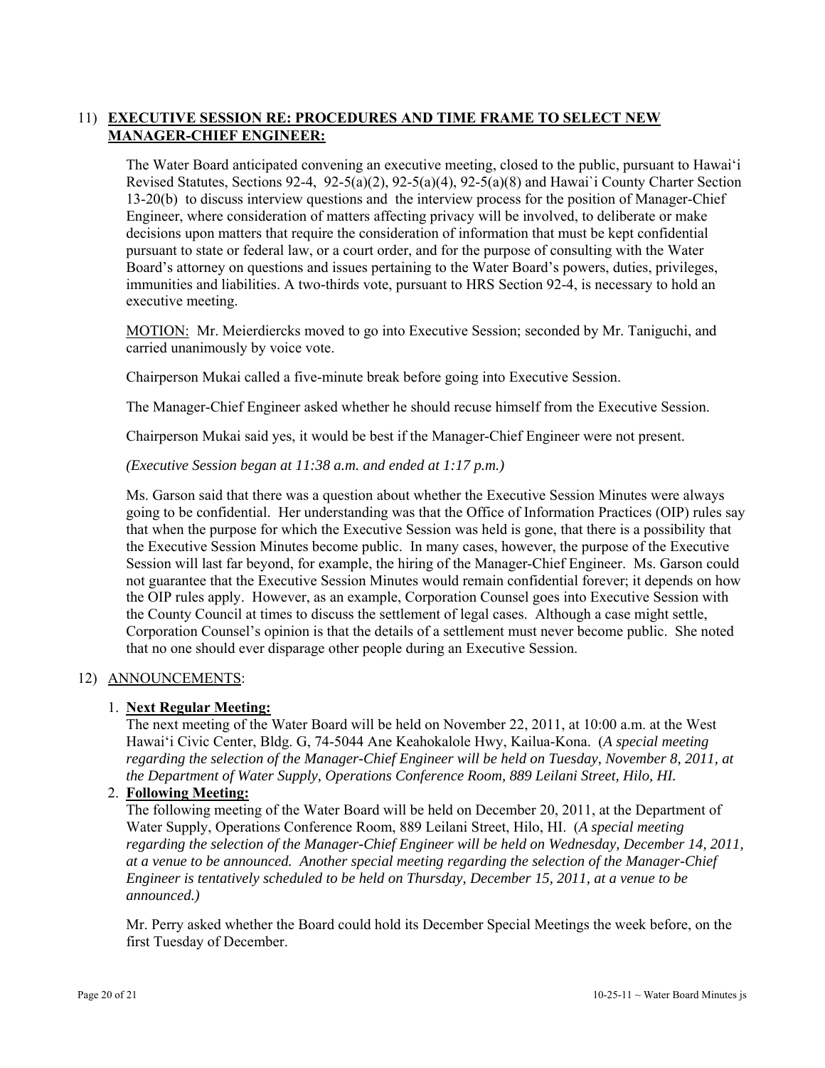11) **EXECUTIVE SESSION RE: PROCEDURES AND TIME FRAME TO SELECT NEW MANAGER-CHIEF ENGINEER:**

The Water Board anticipated convening an executive meeting, closed to the public, pursuant to Hawai'i Revised Statutes, Sections 92-4, 92-5(a)(2), 92-5(a)(4), 92-5(a)(8) and Hawai`i County Charter Section 13-20(b) to discuss interview questions and the interview process for the position of Manager-Chief Engineer, where consideration of matters affecting privacy will be involved, to deliberate or make decisions upon matters that require the consideration of information that must be kept confidential pursuant to state or federal law, or a court order, and for the purpose of consulting with the Water Board's attorney on questions and issues pertaining to the Water Board's powers, duties, privileges, immunities and liabilities. A two-thirds vote, pursuant to HRS Section 92-4, is necessary to hold an executive meeting.

MOTION: Mr. Meierdiercks moved to go into Executive Session; seconded by Mr. Taniguchi, and carried unanimously by voice vote.

Chairperson Mukai called a five-minute break before going into Executive Session.

The Manager-Chief Engineer asked whether he should recuse himself from the Executive Session.

Chairperson Mukai said yes, it would be best if the Manager-Chief Engineer were not present.

*(Executive Session began at 11:38 a.m. and ended at 1:17 p.m.)*

Ms. Garson said that there was a question about whether the Executive Session Minutes were always going to be confidential. Her understanding was that the Office of Information Practices (OIP) rules say that when the purpose for which the Executive Session was held is gone, that there is a possibility that the Executive Session Minutes become public. In many cases, however, the purpose of the Executive Session will last far beyond, for example, the hiring of the Manager-Chief Engineer. Ms. Garson could not guarantee that the Executive Session Minutes would remain confidential forever; it depends on how the OIP rules apply. However, as an example, Corporation Counsel goes into Executive Session with the County Council at times to discuss the settlement of legal cases. Although a case might settle, Corporation Counsel's opinion is that the details of a settlement must never become public. She noted that no one should ever disparage other people during an Executive Session.

12) ANNOUNCEMENTS:

1. **Next Regular Meeting:**
   The next meeting of the Water Board will be held on November 22, 2011, at 10:00 a.m. at the West Hawai'i Civic Center, Bldg. G, 74-5044 Ane Keahokalole Hwy, Kailua-Kona. (*A special meeting regarding the selection of the Manager-Chief Engineer will be held on Tuesday, November 8, 2011, at the Department of Water Supply, Operations Conference Room, 889 Leilani Street, Hilo, HI.*

2. **Following Meeting:**
   The following meeting of the Water Board will be held on December 20, 2011, at the Department of Water Supply, Operations Conference Room, 889 Leilani Street, Hilo, HI. (*A special meeting regarding the selection of the Manager-Chief Engineer will be held on Wednesday, December 14, 2011, at a venue to be announced. Another special meeting regarding the selection of the Manager-Chief Engineer is tentatively scheduled to be held on Thursday, December 15, 2011, at a venue to be announced.)*

   Mr. Perry asked whether the Board could hold its December Special Meetings the week before, on the first Tuesday of December.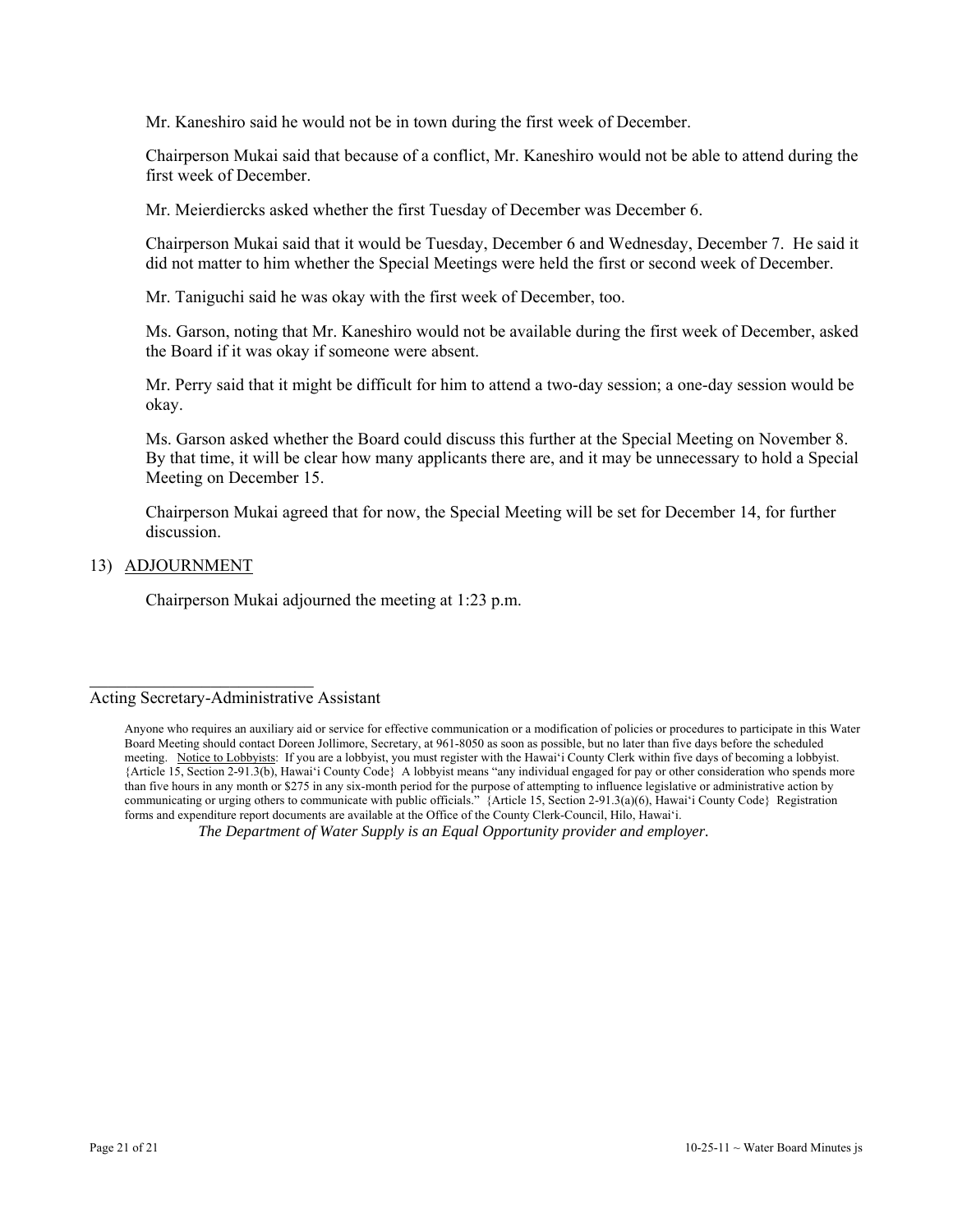Mr. Kaneshiro said he would not be in town during the first week of December.

Chairperson Mukai said that because of a conflict, Mr. Kaneshiro would not be able to attend during the first week of December.

Mr. Meierdiercks asked whether the first Tuesday of December was December 6.

Chairperson Mukai said that it would be Tuesday, December 6 and Wednesday, December 7. He said it did not matter to him whether the Special Meetings were held the first or second week of December.

Mr. Taniguchi said he was okay with the first week of December, too.

Ms. Garson, noting that Mr. Kaneshiro would not be available during the first week of December, asked the Board if it was okay if someone were absent.

Mr. Perry said that it might be difficult for him to attend a two-day session; a one-day session would be okay.

Ms. Garson asked whether the Board could discuss this further at the Special Meeting on November 8. By that time, it will be clear how many applicants there are, and it may be unnecessary to hold a Special Meeting on December 15.

Chairperson Mukai agreed that for now, the Special Meeting will be set for December 14, for further discussion.

13) ADJOURNMENT

Chairperson Mukai adjourned the meeting at 1:23 p.m.

\_\_\_\_\_\_\_\_\_\_\_\_\_\_\_\_\_\_\_\_\_\_\_\_\_\_\_\_

Acting Secretary-Administrative Assistant

Anyone who requires an auxiliary aid or service for effective communication or a modification of policies or procedures to participate in this Water Board Meeting should contact Doreen Jollimore, Secretary, at 961-8050 as soon as possible, but no later than five days before the scheduled meeting. Notice to Lobbyists: If you are a lobbyist, you must register with the Hawaiʻi County Clerk within five days of becoming a lobbyist. {Article 15, Section 2-91.3(b), Hawaiʻi County Code} A lobbyist means "any individual engaged for pay or other consideration who spends more than five hours in any month or $275 in any six-month period for the purpose of attempting to influence legislative or administrative action by communicating or urging others to communicate with public officials." {Article 15, Section 2-91.3(a)(6), Hawaiʻi County Code} Registration forms and expenditure report documents are available at the Office of the County Clerk-Council, Hilo, Hawaiʻi.

*The Department of Water Supply is an Equal Opportunity provider and employer.*